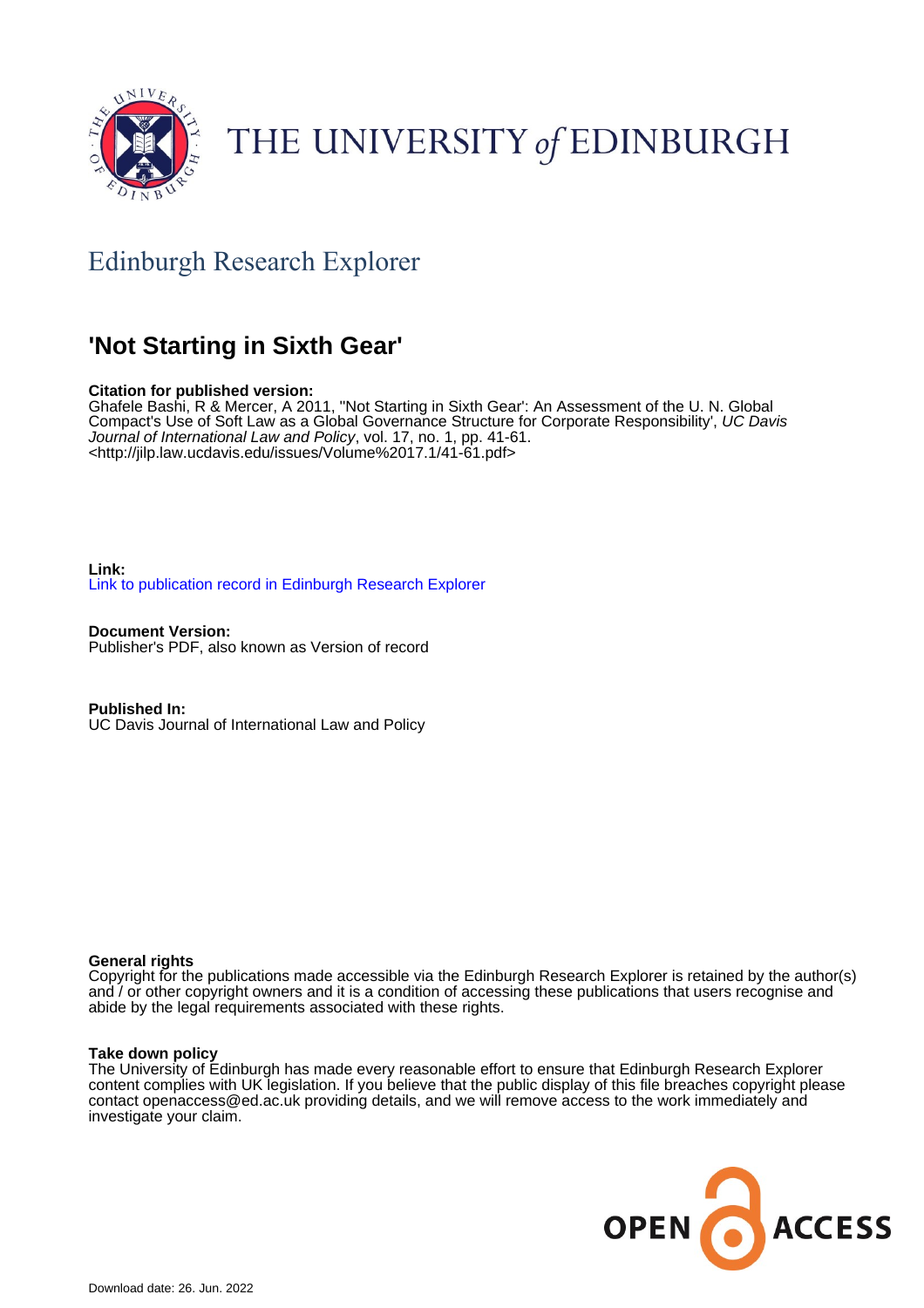THE UNIVERSITY of EDINBURGH

## Edinburgh Research Explorer

# 'Not Starting in Sixth Gear'

**Citation for published version:**
Ghafele Bashi, R & Mercer, A 2011, ''Not Starting in Sixth Gear': An Assessment of the U. N. Global Compact's Use of Soft Law as a Global Governance Structure for Corporate Responsibility', *UC Davis Journal of International Law and Policy*, vol. 17, no. 1, pp. 41-61.
<http://jilp.law.ucdavis.edu/issues/Volume%2017.1/41-61.pdf>

**Link:**
Link to publication record in Edinburgh Research Explorer

**Document Version:**
Publisher's PDF, also known as Version of record

**Published In:**
UC Davis Journal of International Law and Policy

**General rights**
Copyright for the publications made accessible via the Edinburgh Research Explorer is retained by the author(s) and / or other copyright owners and it is a condition of accessing these publications that users recognise and abide by the legal requirements associated with these rights.

**Take down policy**
The University of Edinburgh has made every reasonable effort to ensure that Edinburgh Research Explorer content complies with UK legislation. If you believe that the public display of this file breaches copyright please contact openaccess@ed.ac.uk providing details, and we will remove access to the work immediately and investigate your claim.

OPEN ACCESS

Download date: 26. Jun. 2022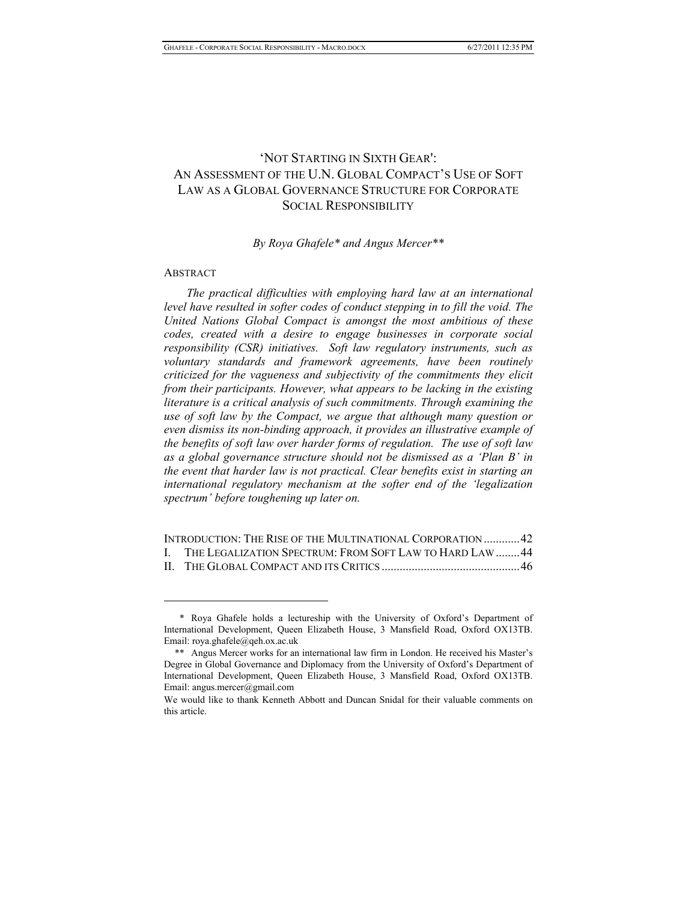# 'NOT STARTING IN SIXTH GEAR': AN ASSESSMENT OF THE U.N. GLOBAL COMPACT'S USE OF SOFT LAW AS A GLOBAL GOVERNANCE STRUCTURE FOR CORPORATE SOCIAL RESPONSIBILITY

*By Roya Ghafele\* and Angus Mercer\*\**

ABSTRACT

*The practical difficulties with employing hard law at an international level have resulted in softer codes of conduct stepping in to fill the void. The United Nations Global Compact is amongst the most ambitious of these codes, created with a desire to engage businesses in corporate social responsibility (CSR) initiatives. Soft law regulatory instruments, such as voluntary standards and framework agreements, have been routinely criticized for the vagueness and subjectivity of the commitments they elicit from their participants. However, what appears to be lacking in the existing literature is a critical analysis of such commitments. Through examining the use of soft law by the Compact, we argue that although many question or even dismiss its non-binding approach, it provides an illustrative example of the benefits of soft law over harder forms of regulation. The use of soft law as a global governance structure should not be dismissed as a 'Plan B' in the event that harder law is not practical. Clear benefits exist in starting an international regulatory mechanism at the softer end of the 'legalization spectrum' before toughening up later on.*

INTRODUCTION: THE RISE OF THE MULTINATIONAL CORPORATION ............42
I. THE LEGALIZATION SPECTRUM: FROM SOFT LAW TO HARD LAW ........44
II. THE GLOBAL COMPACT AND ITS CRITICS .............................................46

---

\* Roya Ghafele holds a lectureship with the University of Oxford's Department of International Development, Queen Elizabeth House, 3 Mansfield Road, Oxford OX13TB. Email: roya.ghafele@qeh.ox.ac.uk

\*\* Angus Mercer works for an international law firm in London. He received his Master's Degree in Global Governance and Diplomacy from the University of Oxford's Department of International Development, Queen Elizabeth House, 3 Mansfield Road, Oxford OX13TB. Email: angus.mercer@gmail.com

We would like to thank Kenneth Abbott and Duncan Snidal for their valuable comments on this article.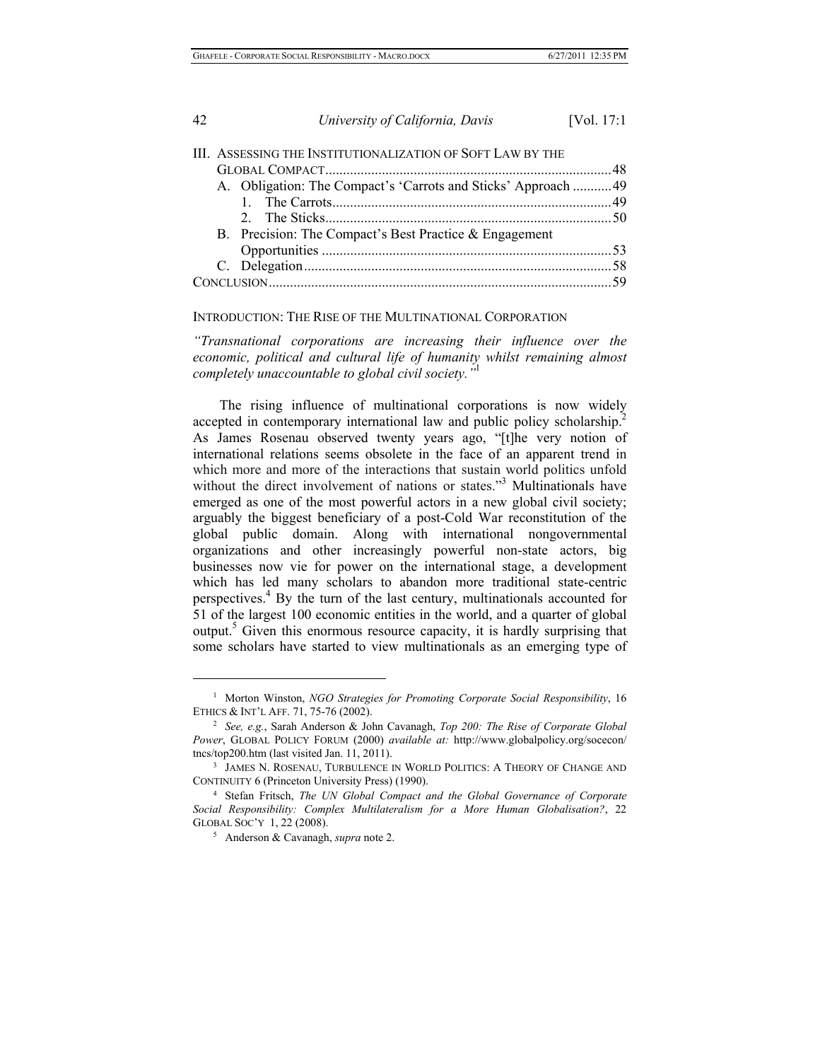III. Assessing the Institutionalization of Soft Law by the Global Compact ........ 48
  A. Obligation: The Compact's 'Carrots and Sticks' Approach ........ 49
    1. The Carrots ........ 49
    2. The Sticks ........ 50
  B. Precision: The Compact's Best Practice & Engagement Opportunities ........ 53
  C. Delegation ........ 58
Conclusion ........ 59

## Introduction: The Rise of the Multinational Corporation

*"Transnational corporations are increasing their influence over the economic, political and cultural life of humanity whilst remaining almost completely unaccountable to global civil society."*[1]

The rising influence of multinational corporations is now widely accepted in contemporary international law and public policy scholarship.[2] As James Rosenau observed twenty years ago, "[t]he very notion of international relations seems obsolete in the face of an apparent trend in which more and more of the interactions that sustain world politics unfold without the direct involvement of nations or states."[3] Multinationals have emerged as one of the most powerful actors in a new global civil society; arguably the biggest beneficiary of a post-Cold War reconstitution of the global public domain. Along with international nongovernmental organizations and other increasingly powerful non-state actors, big businesses now vie for power on the international stage, a development which has led many scholars to abandon more traditional state-centric perspectives.[4] By the turn of the last century, multinationals accounted for 51 of the largest 100 economic entities in the world, and a quarter of global output.[5] Given this enormous resource capacity, it is hardly surprising that some scholars have started to view multinationals as an emerging type of

---

[1] Morton Winston, *NGO Strategies for Promoting Corporate Social Responsibility*, 16 Ethics & Int'l Aff. 71, 75-76 (2002).

[2] *See, e.g.*, Sarah Anderson & John Cavanagh, *Top 200: The Rise of Corporate Global Power*, Global Policy Forum (2000) *available at:* http://www.globalpolicy.org/socecon/tncs/top200.htm (last visited Jan. 11, 2011).

[3] James N. Rosenau, Turbulence in World Politics: A Theory of Change and Continuity 6 (Princeton University Press) (1990).

[4] Stefan Fritsch, *The UN Global Compact and the Global Governance of Corporate Social Responsibility: Complex Multilateralism for a More Human Globalisation?*, 22 Global Soc'y 1, 22 (2008).

[5] Anderson & Cavanagh, *supra* note 2.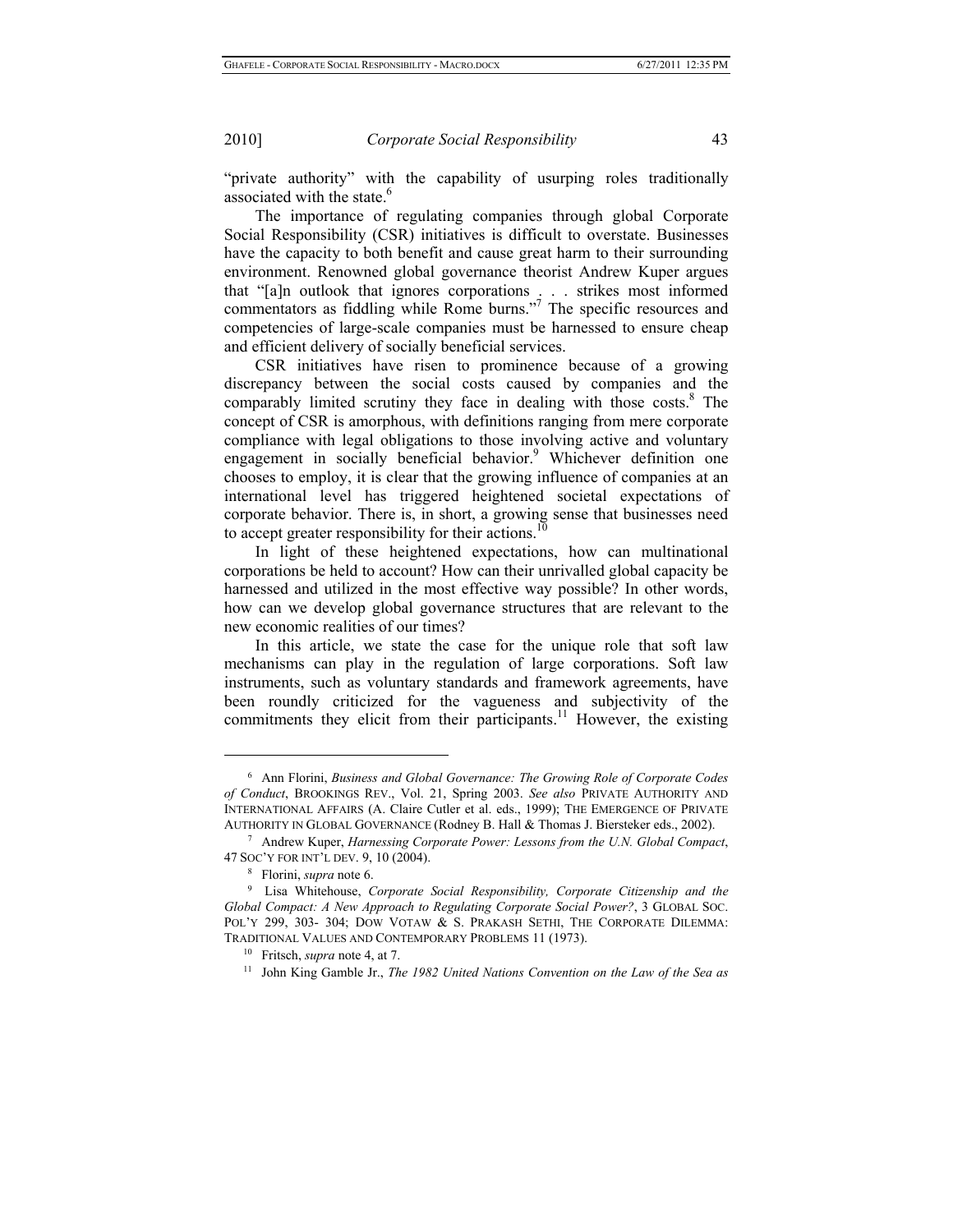"private authority" with the capability of usurping roles traditionally associated with the state.[6]

The importance of regulating companies through global Corporate Social Responsibility (CSR) initiatives is difficult to overstate. Businesses have the capacity to both benefit and cause great harm to their surrounding environment. Renowned global governance theorist Andrew Kuper argues that "[a]n outlook that ignores corporations . . . strikes most informed commentators as fiddling while Rome burns."[7] The specific resources and competencies of large-scale companies must be harnessed to ensure cheap and efficient delivery of socially beneficial services.

CSR initiatives have risen to prominence because of a growing discrepancy between the social costs caused by companies and the comparably limited scrutiny they face in dealing with those costs.[8] The concept of CSR is amorphous, with definitions ranging from mere corporate compliance with legal obligations to those involving active and voluntary engagement in socially beneficial behavior.[9] Whichever definition one chooses to employ, it is clear that the growing influence of companies at an international level has triggered heightened societal expectations of corporate behavior. There is, in short, a growing sense that businesses need to accept greater responsibility for their actions.[10]

In light of these heightened expectations, how can multinational corporations be held to account? How can their unrivalled global capacity be harnessed and utilized in the most effective way possible? In other words, how can we develop global governance structures that are relevant to the new economic realities of our times?

In this article, we state the case for the unique role that soft law mechanisms can play in the regulation of large corporations. Soft law instruments, such as voluntary standards and framework agreements, have been roundly criticized for the vagueness and subjectivity of the commitments they elicit from their participants.[11] However, the existing

---

[6] Ann Florini, *Business and Global Governance: The Growing Role of Corporate Codes of Conduct*, BROOKINGS REV., Vol. 21, Spring 2003. *See also* PRIVATE AUTHORITY AND INTERNATIONAL AFFAIRS (A. Claire Cutler et al. eds., 1999); THE EMERGENCE OF PRIVATE AUTHORITY IN GLOBAL GOVERNANCE (Rodney B. Hall & Thomas J. Biersteker eds., 2002).

[7] Andrew Kuper, *Harnessing Corporate Power: Lessons from the U.N. Global Compact*, 47 SOC'Y FOR INT'L DEV. 9, 10 (2004).

[8] Florini, *supra* note 6.

[9] Lisa Whitehouse, *Corporate Social Responsibility, Corporate Citizenship and the Global Compact: A New Approach to Regulating Corporate Social Power?*, 3 GLOBAL SOC. POL'Y 299, 303- 304; DOW VOTAW & S. PRAKASH SETHI, THE CORPORATE DILEMMA: TRADITIONAL VALUES AND CONTEMPORARY PROBLEMS 11 (1973).

[10] Fritsch, *supra* note 4, at 7.

[11] John King Gamble Jr., *The 1982 United Nations Convention on the Law of the Sea as*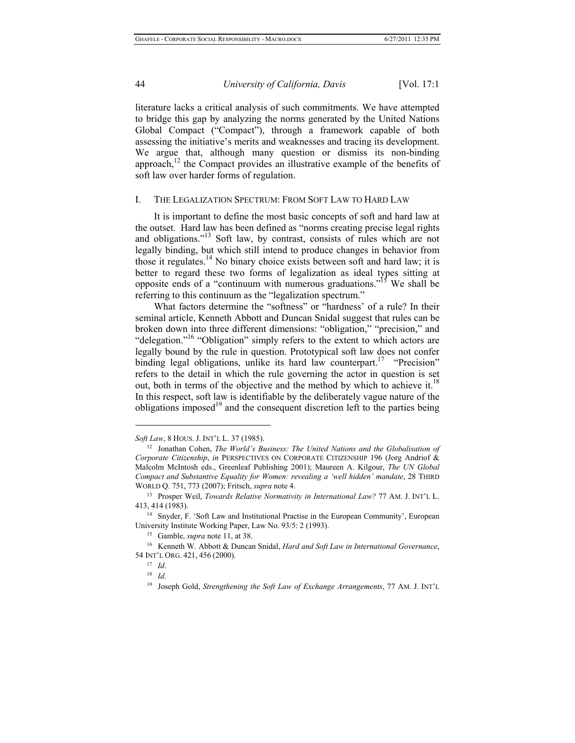literature lacks a critical analysis of such commitments. We have attempted to bridge this gap by analyzing the norms generated by the United Nations Global Compact ("Compact"), through a framework capable of both assessing the initiative's merits and weaknesses and tracing its development. We argue that, although many question or dismiss its non-binding approach,[12] the Compact provides an illustrative example of the benefits of soft law over harder forms of regulation.

## I. THE LEGALIZATION SPECTRUM: FROM SOFT LAW TO HARD LAW

It is important to define the most basic concepts of soft and hard law at the outset. Hard law has been defined as "norms creating precise legal rights and obligations."[13] Soft law, by contrast, consists of rules which are not legally binding, but which still intend to produce changes in behavior from those it regulates.[14] No binary choice exists between soft and hard law; it is better to regard these two forms of legalization as ideal types sitting at opposite ends of a "continuum with numerous graduations."[15] We shall be referring to this continuum as the "legalization spectrum."

What factors determine the "softness" or "hardness' of a rule? In their seminal article, Kenneth Abbott and Duncan Snidal suggest that rules can be broken down into three different dimensions: "obligation," "precision," and "delegation."[16] "Obligation" simply refers to the extent to which actors are legally bound by the rule in question. Prototypical soft law does not confer binding legal obligations, unlike its hard law counterpart.[17] "Precision" refers to the detail in which the rule governing the actor in question is set out, both in terms of the objective and the method by which to achieve it.[18] In this respect, soft law is identifiable by the deliberately vague nature of the obligations imposed[19] and the consequent discretion left to the parties being

---

*Soft Law*, 8 HOUS. J. INT'L L. 37 (1985).

[12] Jonathan Cohen, *The World's Business: The United Nations and the Globalisation of Corporate Citizenship*, *in* PERSPECTIVES ON CORPORATE CITIZENSHIP 196 (Jorg Andriof & Malcolm McIntosh eds., Greenleaf Publishing 2001); Maureen A. Kilgour, *The UN Global Compact and Substantive Equality for Women: revealing a 'well hidden' mandate*, 28 THIRD WORLD Q. 751, 773 (2007); Fritsch, *supra* note 4.

[13] Prosper Weil, *Towards Relative Normativity in International Law?* 77 AM. J. INT'L L. 413, 414 (1983).

[14] Snyder, F. 'Soft Law and Institutional Practise in the European Community', European University Institute Working Paper, Law No. 93/5: 2 (1993).

[15] Gamble, *supra* note 11, at 38.

[16] Kenneth W. Abbott & Duncan Snidal, *Hard and Soft Law in International Governance*, 54 INT'L ORG. 421, 456 (2000).

[17] *Id*.

[18] *Id*.

[19] Joseph Gold, *Strengthening the Soft Law of Exchange Arrangements*, 77 AM. J. INT'L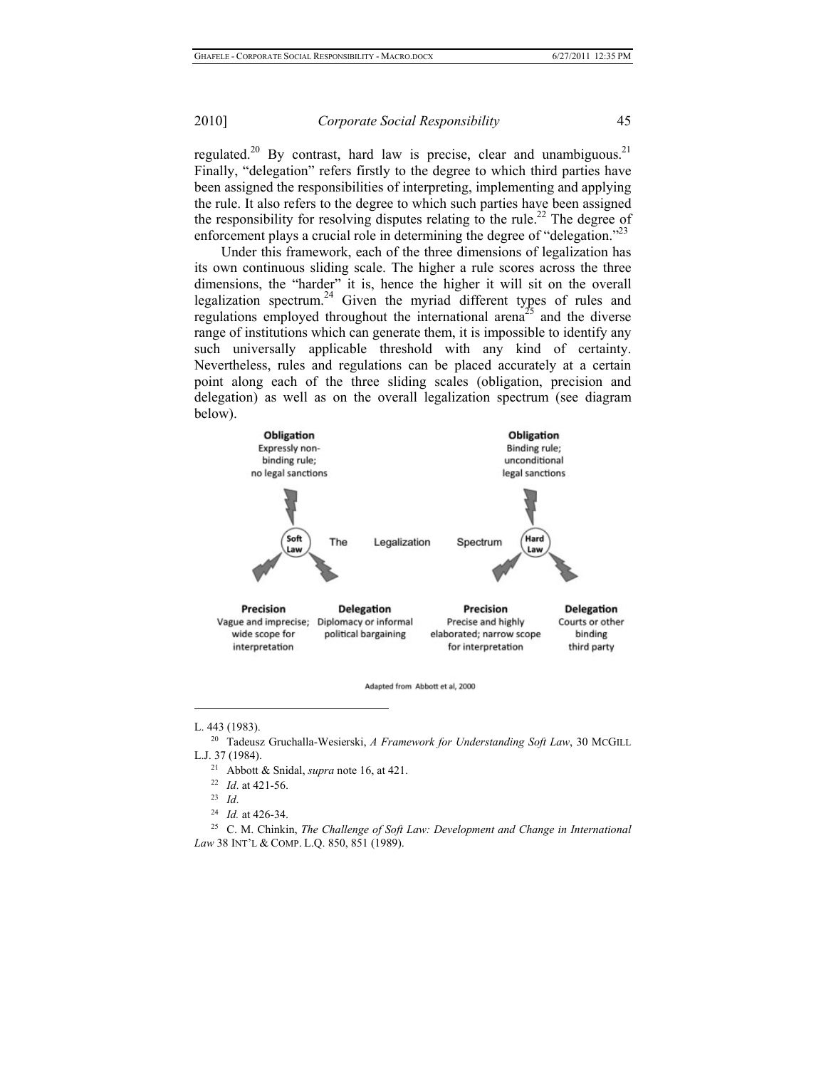regulated.[20] By contrast, hard law is precise, clear and unambiguous.[21] Finally, "delegation" refers firstly to the degree to which third parties have been assigned the responsibilities of interpreting, implementing and applying the rule. It also refers to the degree to which such parties have been assigned the responsibility for resolving disputes relating to the rule.[22] The degree of enforcement plays a crucial role in determining the degree of "delegation."[23]

Under this framework, each of the three dimensions of legalization has its own continuous sliding scale. The higher a rule scores across the three dimensions, the "harder" it is, hence the higher it will sit on the overall legalization spectrum.[24] Given the myriad different types of rules and regulations employed throughout the international arena[25] and the diverse range of institutions which can generate them, it is impossible to identify any such universally applicable threshold with any kind of certainty. Nevertheless, rules and regulations can be placed accurately at a certain point along each of the three sliding scales (obligation, precision and delegation) as well as on the overall legalization spectrum (see diagram below).

**Obligation**
Expressly non-binding rule; no legal sanctions

**Obligation**
Binding rule; unconditional legal sanctions

Soft Law — The Legalization Spectrum — Hard Law

**Precision**
Vague and imprecise; wide scope for interpretation

**Delegation**
Diplomacy or informal political bargaining

**Precision**
Precise and highly elaborated; narrow scope for interpretation

**Delegation**
Courts or other binding third party

Adapted from Abbott et al, 2000

---

L. 443 (1983).

[20] Tadeusz Gruchalla-Wesierski, *A Framework for Understanding Soft Law*, 30 MCGILL L.J. 37 (1984).

[21] Abbott & Snidal, *supra* note 16, at 421.

[22] *Id*. at 421-56.

[23] *Id*.

[24] *Id.* at 426-34.

[25] C. M. Chinkin, *The Challenge of Soft Law: Development and Change in International Law* 38 INT'L & COMP. L.Q. 850, 851 (1989).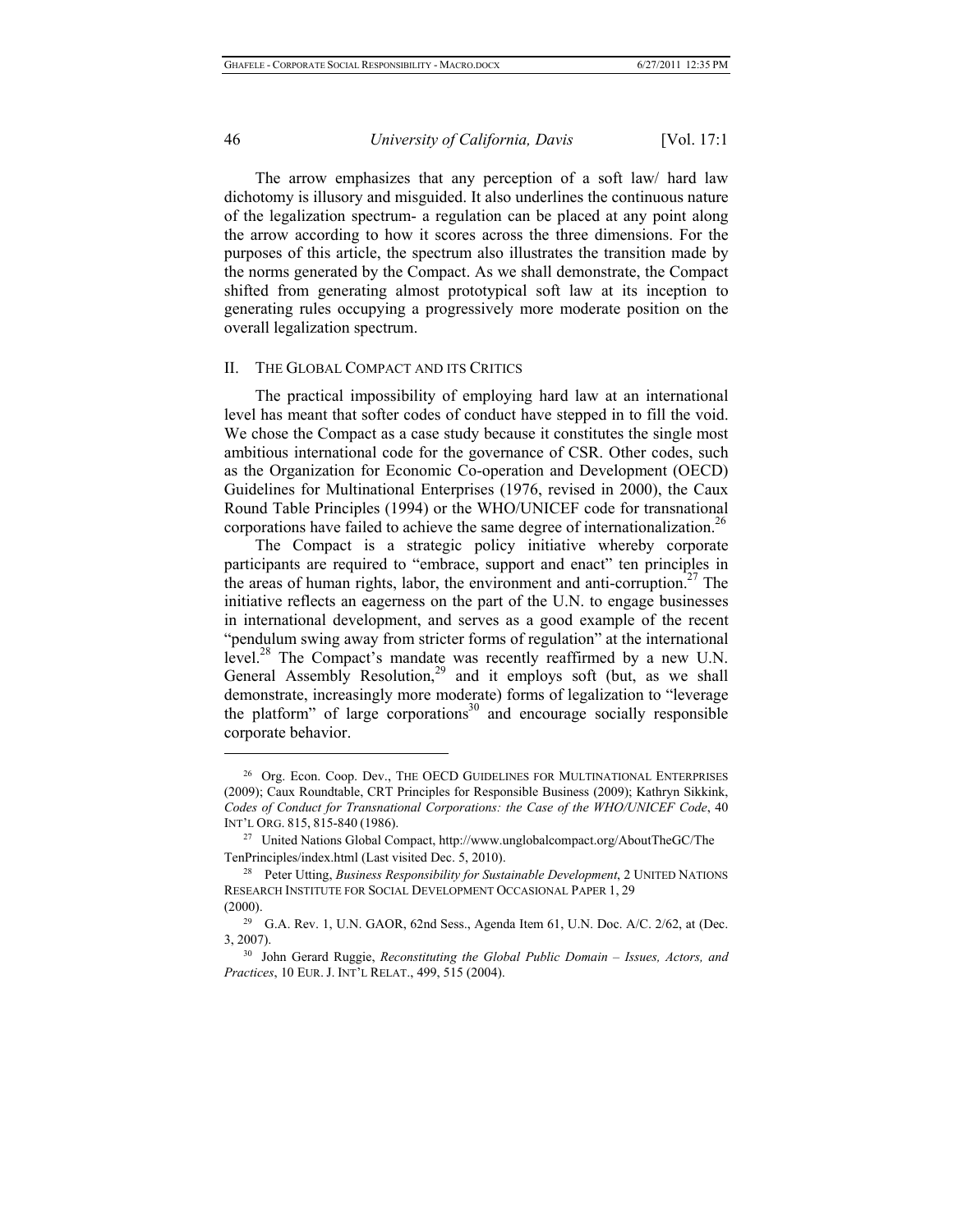The arrow emphasizes that any perception of a soft law/ hard law dichotomy is illusory and misguided. It also underlines the continuous nature of the legalization spectrum- a regulation can be placed at any point along the arrow according to how it scores across the three dimensions. For the purposes of this article, the spectrum also illustrates the transition made by the norms generated by the Compact. As we shall demonstrate, the Compact shifted from generating almost prototypical soft law at its inception to generating rules occupying a progressively more moderate position on the overall legalization spectrum.

## II. THE GLOBAL COMPACT AND ITS CRITICS

The practical impossibility of employing hard law at an international level has meant that softer codes of conduct have stepped in to fill the void. We chose the Compact as a case study because it constitutes the single most ambitious international code for the governance of CSR. Other codes, such as the Organization for Economic Co-operation and Development (OECD) Guidelines for Multinational Enterprises (1976, revised in 2000), the Caux Round Table Principles (1994) or the WHO/UNICEF code for transnational corporations have failed to achieve the same degree of internationalization.[26]

The Compact is a strategic policy initiative whereby corporate participants are required to "embrace, support and enact" ten principles in the areas of human rights, labor, the environment and anti-corruption.[27] The initiative reflects an eagerness on the part of the U.N. to engage businesses in international development, and serves as a good example of the recent "pendulum swing away from stricter forms of regulation" at the international level.[28] The Compact's mandate was recently reaffirmed by a new U.N. General Assembly Resolution,[29] and it employs soft (but, as we shall demonstrate, increasingly more moderate) forms of legalization to "leverage the platform" of large corporations[30] and encourage socially responsible corporate behavior.

---

[26] Org. Econ. Coop. Dev., THE OECD GUIDELINES FOR MULTINATIONAL ENTERPRISES (2009); Caux Roundtable, CRT Principles for Responsible Business (2009); Kathryn Sikkink, *Codes of Conduct for Transnational Corporations: the Case of the WHO/UNICEF Code*, 40 INT'L ORG. 815, 815-840 (1986).

[27] United Nations Global Compact, http://www.unglobalcompact.org/AboutTheGC/The TenPrinciples/index.html (Last visited Dec. 5, 2010).

[28] Peter Utting, *Business Responsibility for Sustainable Development*, 2 UNITED NATIONS RESEARCH INSTITUTE FOR SOCIAL DEVELOPMENT OCCASIONAL PAPER 1, 29 (2000).

[29] G.A. Rev. 1, U.N. GAOR, 62nd Sess., Agenda Item 61, U.N. Doc. A/C. 2/62, at (Dec. 3, 2007).

[30] John Gerard Ruggie, *Reconstituting the Global Public Domain – Issues, Actors, and Practices*, 10 EUR. J. INT'L RELAT., 499, 515 (2004).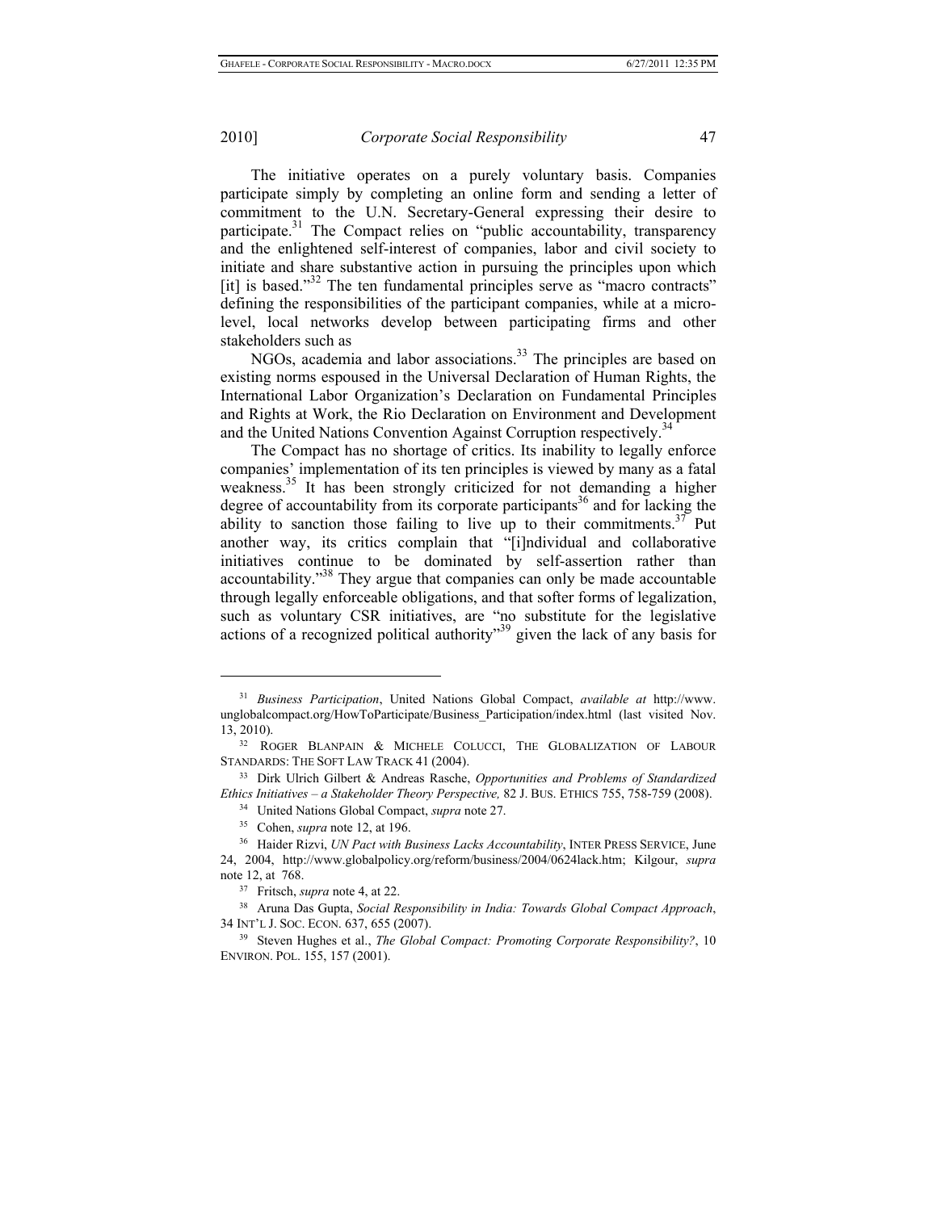The initiative operates on a purely voluntary basis. Companies participate simply by completing an online form and sending a letter of commitment to the U.N. Secretary-General expressing their desire to participate.[31] The Compact relies on "public accountability, transparency and the enlightened self-interest of companies, labor and civil society to initiate and share substantive action in pursuing the principles upon which [it] is based."[32] The ten fundamental principles serve as "macro contracts" defining the responsibilities of the participant companies, while at a micro-level, local networks develop between participating firms and other stakeholders such as

NGOs, academia and labor associations.[33] The principles are based on existing norms espoused in the Universal Declaration of Human Rights, the International Labor Organization's Declaration on Fundamental Principles and Rights at Work, the Rio Declaration on Environment and Development and the United Nations Convention Against Corruption respectively.[34]

The Compact has no shortage of critics. Its inability to legally enforce companies' implementation of its ten principles is viewed by many as a fatal weakness.[35] It has been strongly criticized for not demanding a higher degree of accountability from its corporate participants[36] and for lacking the ability to sanction those failing to live up to their commitments.[37] Put another way, its critics complain that "[i]ndividual and collaborative initiatives continue to be dominated by self-assertion rather than accountability."[38] They argue that companies can only be made accountable through legally enforceable obligations, and that softer forms of legalization, such as voluntary CSR initiatives, are "no substitute for the legislative actions of a recognized political authority"[39] given the lack of any basis for

---

[31] *Business Participation*, United Nations Global Compact, *available at* http://www.unglobalcompact.org/HowToParticipate/Business_Participation/index.html (last visited Nov. 13, 2010).

[32] ROGER BLANPAIN & MICHELE COLUCCI, THE GLOBALIZATION OF LABOUR STANDARDS: THE SOFT LAW TRACK 41 (2004).

[33] Dirk Ulrich Gilbert & Andreas Rasche, *Opportunities and Problems of Standardized Ethics Initiatives – a Stakeholder Theory Perspective,* 82 J. BUS. ETHICS 755, 758-759 (2008).

[34] United Nations Global Compact, *supra* note 27.

[35] Cohen, *supra* note 12, at 196.

[36] Haider Rizvi, *UN Pact with Business Lacks Accountability*, INTER PRESS SERVICE, June 24, 2004, http://www.globalpolicy.org/reform/business/2004/0624lack.htm; Kilgour, *supra* note 12, at 768.

[37] Fritsch, *supra* note 4, at 22.

[38] Aruna Das Gupta, *Social Responsibility in India: Towards Global Compact Approach*, 34 INT'L J. SOC. ECON. 637, 655 (2007).

[39] Steven Hughes et al., *The Global Compact: Promoting Corporate Responsibility?*, 10 ENVIRON. POL. 155, 157 (2001).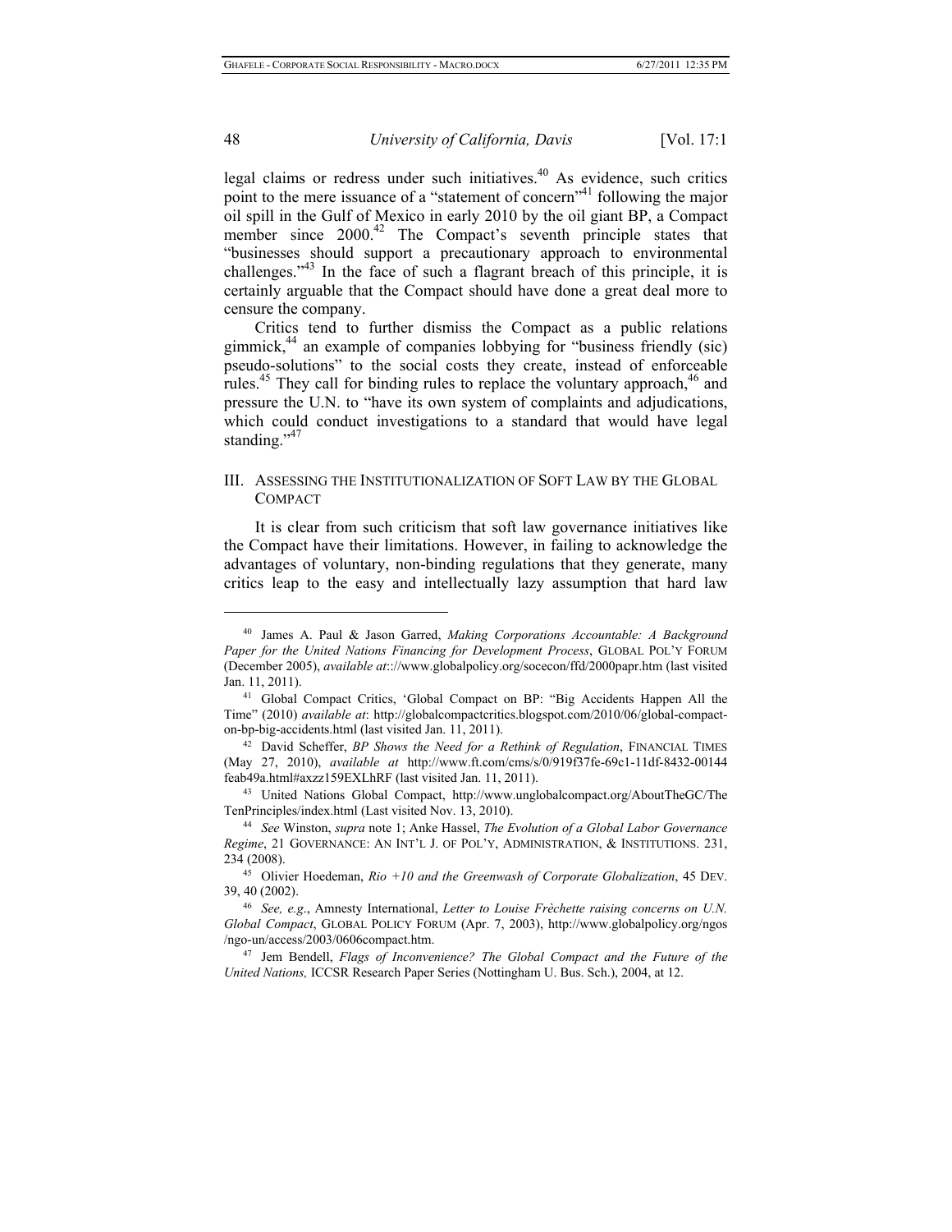legal claims or redress under such initiatives.[40] As evidence, such critics point to the mere issuance of a "statement of concern"[41] following the major oil spill in the Gulf of Mexico in early 2010 by the oil giant BP, a Compact member since 2000.[42] The Compact's seventh principle states that "businesses should support a precautionary approach to environmental challenges."[43] In the face of such a flagrant breach of this principle, it is certainly arguable that the Compact should have done a great deal more to censure the company.

Critics tend to further dismiss the Compact as a public relations gimmick,[44] an example of companies lobbying for "business friendly (sic) pseudo-solutions" to the social costs they create, instead of enforceable rules.[45] They call for binding rules to replace the voluntary approach,[46] and pressure the U.N. to "have its own system of complaints and adjudications, which could conduct investigations to a standard that would have legal standing."[47]

## III. ASSESSING THE INSTITUTIONALIZATION OF SOFT LAW BY THE GLOBAL COMPACT

It is clear from such criticism that soft law governance initiatives like the Compact have their limitations. However, in failing to acknowledge the advantages of voluntary, non-binding regulations that they generate, many critics leap to the easy and intellectually lazy assumption that hard law

---

[40] James A. Paul & Jason Garred, *Making Corporations Accountable: A Background Paper for the United Nations Financing for Development Process*, GLOBAL POL'Y FORUM (December 2005), *available at*:://www.globalpolicy.org/socecon/ffd/2000papr.htm (last visited Jan. 11, 2011).

[41] Global Compact Critics, 'Global Compact on BP: "Big Accidents Happen All the Time" (2010) *available at*: http://globalcompactcritics.blogspot.com/2010/06/global-compact-on-bp-big-accidents.html (last visited Jan. 11, 2011).

[42] David Scheffer, *BP Shows the Need for a Rethink of Regulation*, FINANCIAL TIMES (May 27, 2010), *available at* http://www.ft.com/cms/s/0/919f37fe-69c1-11df-8432-00144feab49a.html#axzz159EXLhRF (last visited Jan. 11, 2011).

[43] United Nations Global Compact, http://www.unglobalcompact.org/AboutTheGC/TheTenPrinciples/index.html (Last visited Nov. 13, 2010).

[44] *See* Winston, *supra* note 1; Anke Hassel, *The Evolution of a Global Labor Governance Regime*, 21 GOVERNANCE: AN INT'L J. OF POL'Y, ADMINISTRATION, & INSTITUTIONS. 231, 234 (2008).

[45] Olivier Hoedeman, *Rio +10 and the Greenwash of Corporate Globalization*, 45 DEV. 39, 40 (2002).

[46] *See, e.g*., Amnesty International, *Letter to Louise Frèchette raising concerns on U.N. Global Compact*, GLOBAL POLICY FORUM (Apr. 7, 2003), http://www.globalpolicy.org/ngos/ngo-un/access/2003/0606compact.htm.

[47] Jem Bendell, *Flags of Inconvenience? The Global Compact and the Future of the United Nations,* ICCSR Research Paper Series (Nottingham U. Bus. Sch.), 2004, at 12.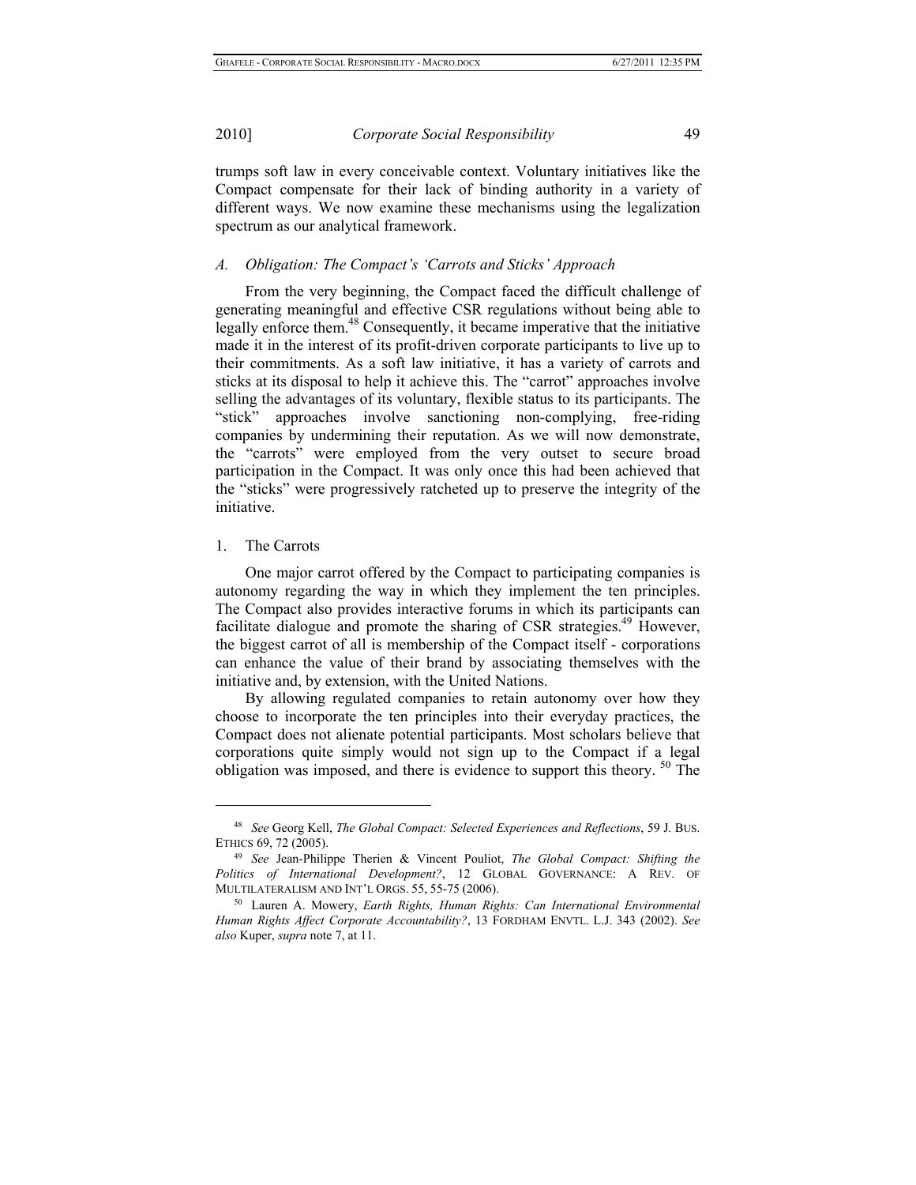trumps soft law in every conceivable context. Voluntary initiatives like the Compact compensate for their lack of binding authority in a variety of different ways. We now examine these mechanisms using the legalization spectrum as our analytical framework.

### *A. Obligation: The Compact's 'Carrots and Sticks' Approach*

From the very beginning, the Compact faced the difficult challenge of generating meaningful and effective CSR regulations without being able to legally enforce them.[48] Consequently, it became imperative that the initiative made it in the interest of its profit-driven corporate participants to live up to their commitments. As a soft law initiative, it has a variety of carrots and sticks at its disposal to help it achieve this. The "carrot" approaches involve selling the advantages of its voluntary, flexible status to its participants. The "stick" approaches involve sanctioning non-complying, free-riding companies by undermining their reputation. As we will now demonstrate, the "carrots" were employed from the very outset to secure broad participation in the Compact. It was only once this had been achieved that the "sticks" were progressively ratcheted up to preserve the integrity of the initiative.

#### 1. The Carrots

One major carrot offered by the Compact to participating companies is autonomy regarding the way in which they implement the ten principles. The Compact also provides interactive forums in which its participants can facilitate dialogue and promote the sharing of CSR strategies.[49] However, the biggest carrot of all is membership of the Compact itself - corporations can enhance the value of their brand by associating themselves with the initiative and, by extension, with the United Nations.

By allowing regulated companies to retain autonomy over how they choose to incorporate the ten principles into their everyday practices, the Compact does not alienate potential participants. Most scholars believe that corporations quite simply would not sign up to the Compact if a legal obligation was imposed, and there is evidence to support this theory.[50] The

---

[48] *See* Georg Kell, *The Global Compact: Selected Experiences and Reflections*, 59 J. BUS. ETHICS 69, 72 (2005).

[49] *See* Jean-Philippe Therien & Vincent Pouliot, *The Global Compact: Shifting the Politics of International Development?*, 12 GLOBAL GOVERNANCE: A REV. OF MULTILATERALISM AND INT'L ORGS. 55, 55-75 (2006).

[50] Lauren A. Mowery, *Earth Rights, Human Rights: Can International Environmental Human Rights Affect Corporate Accountability?*, 13 FORDHAM ENVTL. L.J. 343 (2002). *See also* Kuper, *supra* note 7, at 11.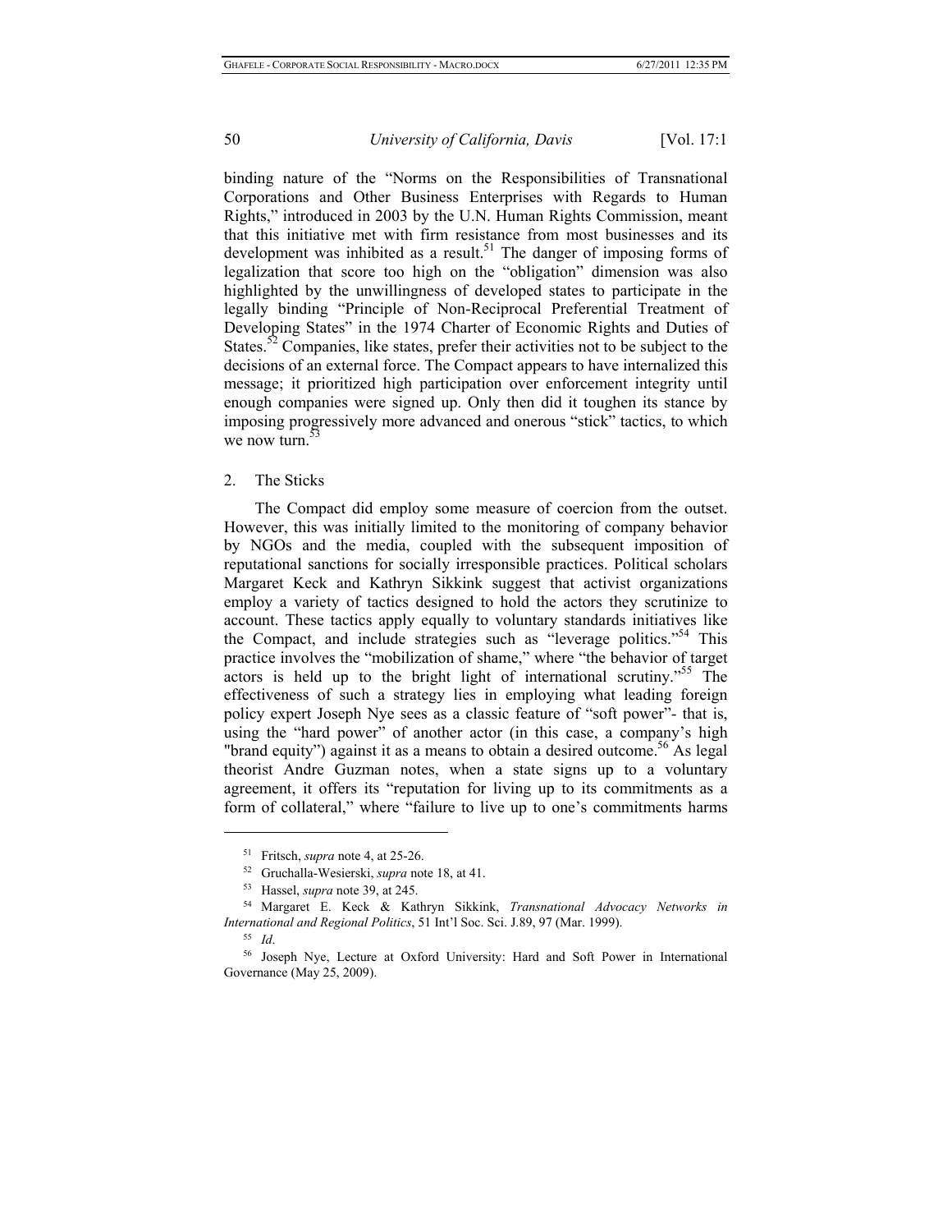binding nature of the "Norms on the Responsibilities of Transnational Corporations and Other Business Enterprises with Regards to Human Rights," introduced in 2003 by the U.N. Human Rights Commission, meant that this initiative met with firm resistance from most businesses and its development was inhibited as a result.[51] The danger of imposing forms of legalization that score too high on the "obligation" dimension was also highlighted by the unwillingness of developed states to participate in the legally binding "Principle of Non-Reciprocal Preferential Treatment of Developing States" in the 1974 Charter of Economic Rights and Duties of States.[52] Companies, like states, prefer their activities not to be subject to the decisions of an external force. The Compact appears to have internalized this message; it prioritized high participation over enforcement integrity until enough companies were signed up. Only then did it toughen its stance by imposing progressively more advanced and onerous "stick" tactics, to which we now turn.[53]

2. The Sticks

The Compact did employ some measure of coercion from the outset. However, this was initially limited to the monitoring of company behavior by NGOs and the media, coupled with the subsequent imposition of reputational sanctions for socially irresponsible practices. Political scholars Margaret Keck and Kathryn Sikkink suggest that activist organizations employ a variety of tactics designed to hold the actors they scrutinize to account. These tactics apply equally to voluntary standards initiatives like the Compact, and include strategies such as "leverage politics."[54] This practice involves the "mobilization of shame," where "the behavior of target actors is held up to the bright light of international scrutiny."[55] The effectiveness of such a strategy lies in employing what leading foreign policy expert Joseph Nye sees as a classic feature of "soft power"- that is, using the "hard power" of another actor (in this case, a company's high "brand equity") against it as a means to obtain a desired outcome.[56] As legal theorist Andre Guzman notes, when a state signs up to a voluntary agreement, it offers its "reputation for living up to its commitments as a form of collateral," where "failure to live up to one's commitments harms

---

[51] Fritsch, *supra* note 4, at 25-26.

[52] Gruchalla-Wesierski, *supra* note 18, at 41.

[53] Hassel, *supra* note 39, at 245.

[54] Margaret E. Keck & Kathryn Sikkink, *Transnational Advocacy Networks in International and Regional Politics*, 51 Int'l Soc. Sci. J.89, 97 (Mar. 1999).

[55] *Id*.

[56] Joseph Nye, Lecture at Oxford University: Hard and Soft Power in International Governance (May 25, 2009).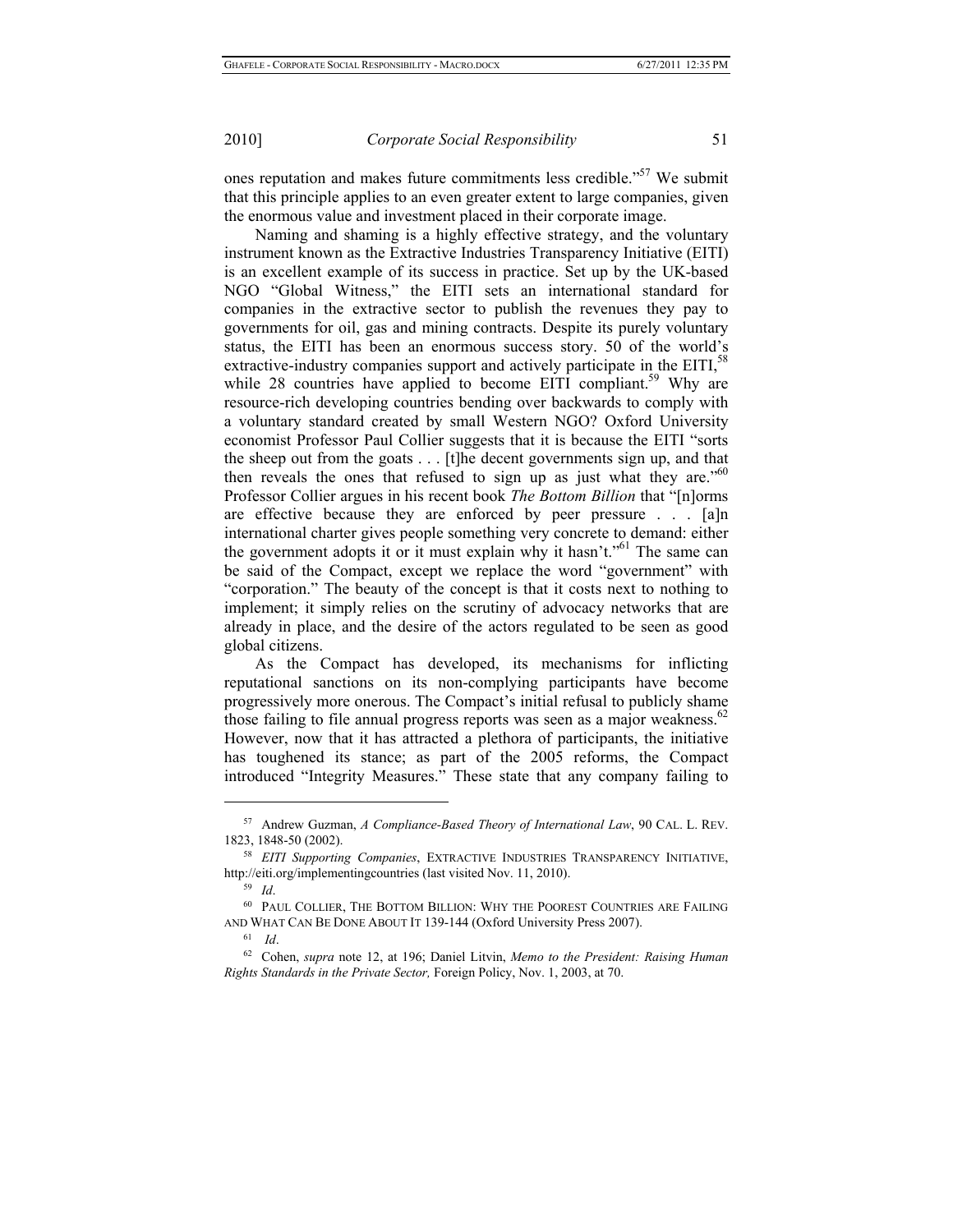ones reputation and makes future commitments less credible."[57] We submit that this principle applies to an even greater extent to large companies, given the enormous value and investment placed in their corporate image.

Naming and shaming is a highly effective strategy, and the voluntary instrument known as the Extractive Industries Transparency Initiative (EITI) is an excellent example of its success in practice. Set up by the UK-based NGO "Global Witness," the EITI sets an international standard for companies in the extractive sector to publish the revenues they pay to governments for oil, gas and mining contracts. Despite its purely voluntary status, the EITI has been an enormous success story. 50 of the world's extractive-industry companies support and actively participate in the EITI,[58] while 28 countries have applied to become EITI compliant.[59] Why are resource-rich developing countries bending over backwards to comply with a voluntary standard created by small Western NGO? Oxford University economist Professor Paul Collier suggests that it is because the EITI "sorts the sheep out from the goats . . . [t]he decent governments sign up, and that then reveals the ones that refused to sign up as just what they are."[60] Professor Collier argues in his recent book *The Bottom Billion* that "[n]orms are effective because they are enforced by peer pressure . . . [a]n international charter gives people something very concrete to demand: either the government adopts it or it must explain why it hasn't."[61] The same can be said of the Compact, except we replace the word "government" with "corporation." The beauty of the concept is that it costs next to nothing to implement; it simply relies on the scrutiny of advocacy networks that are already in place, and the desire of the actors regulated to be seen as good global citizens.

As the Compact has developed, its mechanisms for inflicting reputational sanctions on its non-complying participants have become progressively more onerous. The Compact's initial refusal to publicly shame those failing to file annual progress reports was seen as a major weakness.[62] However, now that it has attracted a plethora of participants, the initiative has toughened its stance; as part of the 2005 reforms, the Compact introduced "Integrity Measures." These state that any company failing to

---

[57] Andrew Guzman, *A Compliance-Based Theory of International Law*, 90 CAL. L. REV. 1823, 1848-50 (2002).

[58] *EITI Supporting Companies*, EXTRACTIVE INDUSTRIES TRANSPARENCY INITIATIVE, http://eiti.org/implementingcountries (last visited Nov. 11, 2010).

[59] *Id*.

[60] PAUL COLLIER, THE BOTTOM BILLION: WHY THE POOREST COUNTRIES ARE FAILING AND WHAT CAN BE DONE ABOUT IT 139-144 (Oxford University Press 2007).

[61] *Id*.

[62] Cohen, *supra* note 12, at 196; Daniel Litvin, *Memo to the President: Raising Human Rights Standards in the Private Sector,* Foreign Policy, Nov. 1, 2003, at 70.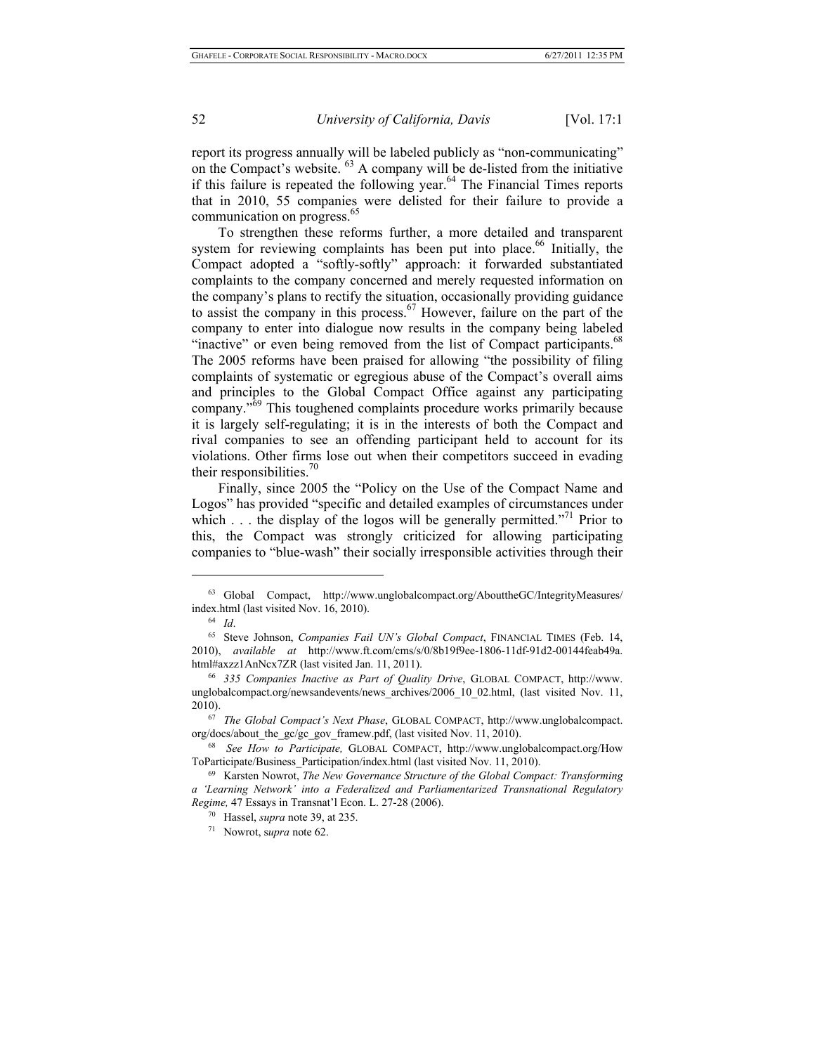report its progress annually will be labeled publicly as "non-communicating" on the Compact's website. [63] A company will be de-listed from the initiative if this failure is repeated the following year.[64] The Financial Times reports that in 2010, 55 companies were delisted for their failure to provide a communication on progress.[65]

To strengthen these reforms further, a more detailed and transparent system for reviewing complaints has been put into place.[66] Initially, the Compact adopted a "softly-softly" approach: it forwarded substantiated complaints to the company concerned and merely requested information on the company's plans to rectify the situation, occasionally providing guidance to assist the company in this process.[67] However, failure on the part of the company to enter into dialogue now results in the company being labeled "inactive" or even being removed from the list of Compact participants.[68] The 2005 reforms have been praised for allowing "the possibility of filing complaints of systematic or egregious abuse of the Compact's overall aims and principles to the Global Compact Office against any participating company."[69] This toughened complaints procedure works primarily because it is largely self-regulating; it is in the interests of both the Compact and rival companies to see an offending participant held to account for its violations. Other firms lose out when their competitors succeed in evading their responsibilities.[70]

Finally, since 2005 the "Policy on the Use of the Compact Name and Logos" has provided "specific and detailed examples of circumstances under which . . . the display of the logos will be generally permitted."[71] Prior to this, the Compact was strongly criticized for allowing participating companies to "blue-wash" their socially irresponsible activities through their

---

[63] Global Compact, http://www.unglobalcompact.org/AbouttheGC/IntegrityMeasures/index.html (last visited Nov. 16, 2010).

[64] *Id*.

[65] Steve Johnson, *Companies Fail UN's Global Compact*, FINANCIAL TIMES (Feb. 14, 2010), *available at* http://www.ft.com/cms/s/0/8b19f9ee-1806-11df-91d2-00144feab49a.html#axzz1AnNcx7ZR (last visited Jan. 11, 2011).

[66] *335 Companies Inactive as Part of Quality Drive*, GLOBAL COMPACT, http://www.unglobalcompact.org/newsandevents/news_archives/2006_10_02.html, (last visited Nov. 11, 2010).

[67] *The Global Compact's Next Phase*, GLOBAL COMPACT, http://www.unglobalcompact.org/docs/about_the_gc/gc_gov_framew.pdf, (last visited Nov. 11, 2010).

[68] *See How to Participate,* GLOBAL COMPACT, http://www.unglobalcompact.org/HowToParticipate/Business_Participation/index.html (last visited Nov. 11, 2010).

[69] Karsten Nowrot, *The New Governance Structure of the Global Compact: Transforming a 'Learning Network' into a Federalized and Parliamentarized Transnational Regulatory Regime,* 47 Essays in Transnat'l Econ. L. 27-28 (2006).

[70] Hassel, *supra* note 39, at 235.

[71] Nowrot, s*upra* note 62.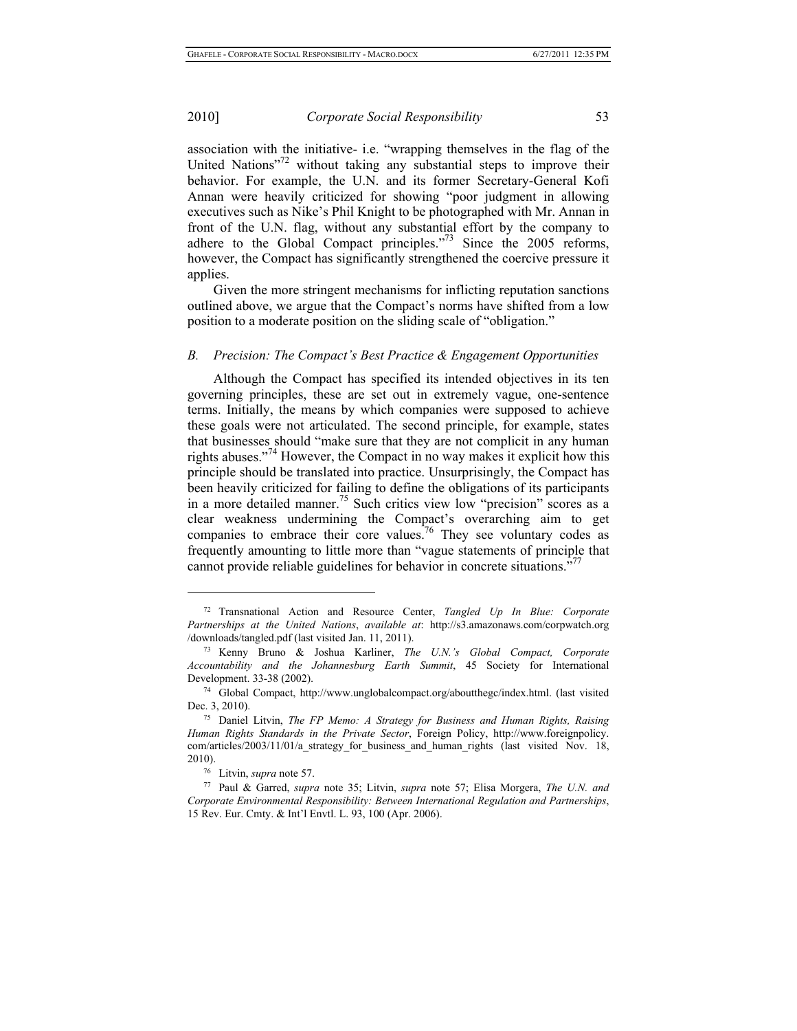association with the initiative- i.e. "wrapping themselves in the flag of the United Nations"[72] without taking any substantial steps to improve their behavior. For example, the U.N. and its former Secretary-General Kofi Annan were heavily criticized for showing "poor judgment in allowing executives such as Nike's Phil Knight to be photographed with Mr. Annan in front of the U.N. flag, without any substantial effort by the company to adhere to the Global Compact principles."[73] Since the 2005 reforms, however, the Compact has significantly strengthened the coercive pressure it applies.

Given the more stringent mechanisms for inflicting reputation sanctions outlined above, we argue that the Compact's norms have shifted from a low position to a moderate position on the sliding scale of "obligation."

### *B. Precision: The Compact's Best Practice & Engagement Opportunities*

Although the Compact has specified its intended objectives in its ten governing principles, these are set out in extremely vague, one-sentence terms. Initially, the means by which companies were supposed to achieve these goals were not articulated. The second principle, for example, states that businesses should "make sure that they are not complicit in any human rights abuses."[74] However, the Compact in no way makes it explicit how this principle should be translated into practice. Unsurprisingly, the Compact has been heavily criticized for failing to define the obligations of its participants in a more detailed manner.[75] Such critics view low "precision" scores as a clear weakness undermining the Compact's overarching aim to get companies to embrace their core values.[76] They see voluntary codes as frequently amounting to little more than "vague statements of principle that cannot provide reliable guidelines for behavior in concrete situations."[77]

---

[72] Transnational Action and Resource Center, *Tangled Up In Blue: Corporate Partnerships at the United Nations*, *available at*: http://s3.amazonaws.com/corpwatch.org/downloads/tangled.pdf (last visited Jan. 11, 2011).

[73] Kenny Bruno & Joshua Karliner, *The U.N.'s Global Compact, Corporate Accountability and the Johannesburg Earth Summit*, 45 Society for International Development. 33-38 (2002).

[74] Global Compact, http://www.unglobalcompact.org/aboutthegc/index.html. (last visited Dec. 3, 2010).

[75] Daniel Litvin, *The FP Memo: A Strategy for Business and Human Rights, Raising Human Rights Standards in the Private Sector*, Foreign Policy, http://www.foreignpolicy.com/articles/2003/11/01/a_strategy_for_business_and_human_rights (last visited Nov. 18, 2010).

[76] Litvin, *supra* note 57.

[77] Paul & Garred, *supra* note 35; Litvin, *supra* note 57; Elisa Morgera, *The U.N. and Corporate Environmental Responsibility: Between International Regulation and Partnerships*, 15 Rev. Eur. Cmty. & Int'l Envtl. L. 93, 100 (Apr. 2006).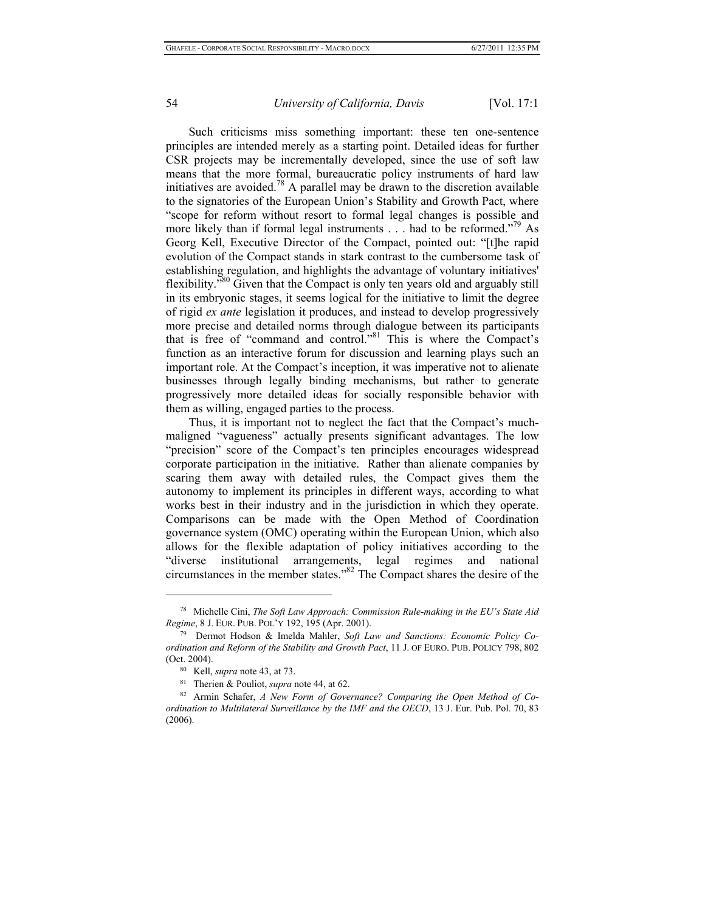Such criticisms miss something important: these ten one-sentence principles are intended merely as a starting point. Detailed ideas for further CSR projects may be incrementally developed, since the use of soft law means that the more formal, bureaucratic policy instruments of hard law initiatives are avoided.[78] A parallel may be drawn to the discretion available to the signatories of the European Union's Stability and Growth Pact, where "scope for reform without resort to formal legal changes is possible and more likely than if formal legal instruments . . . had to be reformed."[79] As Georg Kell, Executive Director of the Compact, pointed out: "[t]he rapid evolution of the Compact stands in stark contrast to the cumbersome task of establishing regulation, and highlights the advantage of voluntary initiatives' flexibility."[80] Given that the Compact is only ten years old and arguably still in its embryonic stages, it seems logical for the initiative to limit the degree of rigid *ex ante* legislation it produces, and instead to develop progressively more precise and detailed norms through dialogue between its participants that is free of "command and control."[81] This is where the Compact's function as an interactive forum for discussion and learning plays such an important role. At the Compact's inception, it was imperative not to alienate businesses through legally binding mechanisms, but rather to generate progressively more detailed ideas for socially responsible behavior with them as willing, engaged parties to the process.

Thus, it is important not to neglect the fact that the Compact's much-maligned "vagueness" actually presents significant advantages. The low "precision" score of the Compact's ten principles encourages widespread corporate participation in the initiative. Rather than alienate companies by scaring them away with detailed rules, the Compact gives them the autonomy to implement its principles in different ways, according to what works best in their industry and in the jurisdiction in which they operate. Comparisons can be made with the Open Method of Coordination governance system (OMC) operating within the European Union, which also allows for the flexible adaptation of policy initiatives according to the "diverse institutional arrangements, legal regimes and national circumstances in the member states."[82] The Compact shares the desire of the

---

[78] Michelle Cini, *The Soft Law Approach: Commission Rule-making in the EU's State Aid Regime*, 8 J. EUR. PUB. POL'Y 192, 195 (Apr. 2001).

[79] Dermot Hodson & Imelda Mahler, *Soft Law and Sanctions: Economic Policy Co-ordination and Reform of the Stability and Growth Pact*, 11 J. OF EURO. PUB. POLICY 798, 802 (Oct. 2004).

[80] Kell, *supra* note 43, at 73.

[81] Therien & Pouliot, *supra* note 44, at 62.

[82] Armin Schafer, *A New Form of Governance? Comparing the Open Method of Co-ordination to Multilateral Surveillance by the IMF and the OECD*, 13 J. Eur. Pub. Pol. 70, 83 (2006).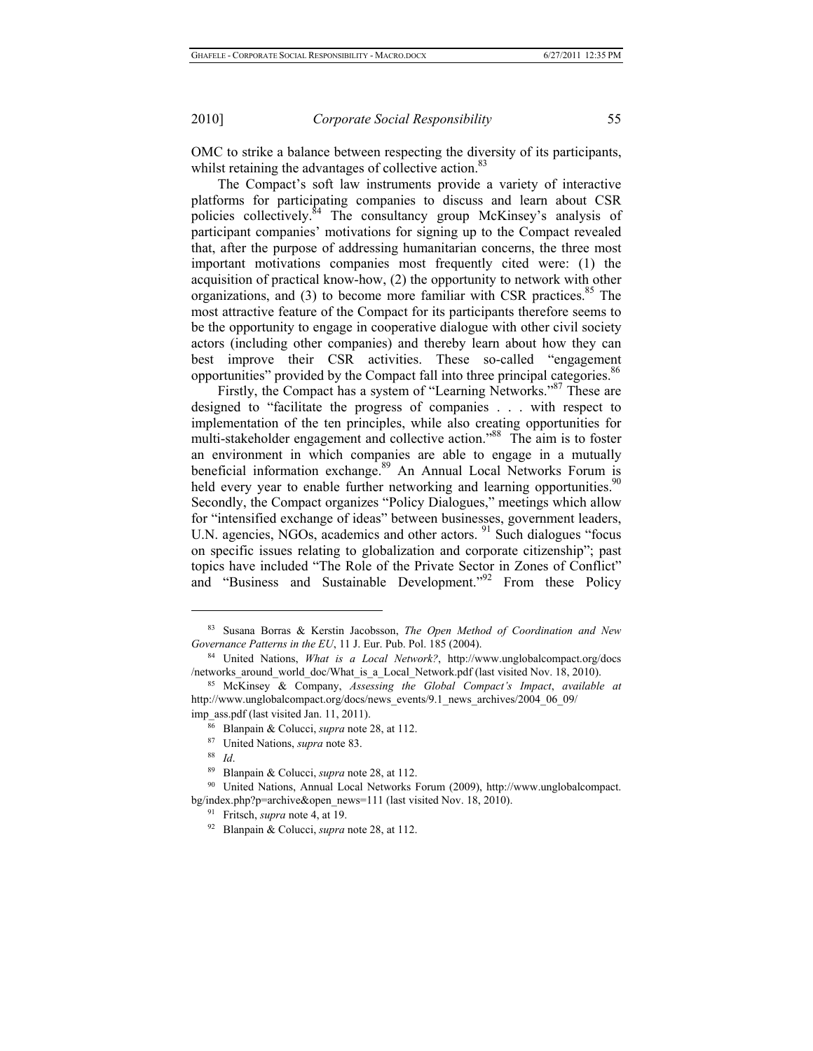OMC to strike a balance between respecting the diversity of its participants, whilst retaining the advantages of collective action.[83]

The Compact's soft law instruments provide a variety of interactive platforms for participating companies to discuss and learn about CSR policies collectively.[84] The consultancy group McKinsey's analysis of participant companies' motivations for signing up to the Compact revealed that, after the purpose of addressing humanitarian concerns, the three most important motivations companies most frequently cited were: (1) the acquisition of practical know-how, (2) the opportunity to network with other organizations, and (3) to become more familiar with CSR practices.[85] The most attractive feature of the Compact for its participants therefore seems to be the opportunity to engage in cooperative dialogue with other civil society actors (including other companies) and thereby learn about how they can best improve their CSR activities. These so-called "engagement opportunities" provided by the Compact fall into three principal categories.[86]

Firstly, the Compact has a system of "Learning Networks."[87] These are designed to "facilitate the progress of companies . . . with respect to implementation of the ten principles, while also creating opportunities for multi-stakeholder engagement and collective action."[88] The aim is to foster an environment in which companies are able to engage in a mutually beneficial information exchange.[89] An Annual Local Networks Forum is held every year to enable further networking and learning opportunities.[90] Secondly, the Compact organizes "Policy Dialogues," meetings which allow for "intensified exchange of ideas" between businesses, government leaders, U.N. agencies, NGOs, academics and other actors.[91] Such dialogues "focus on specific issues relating to globalization and corporate citizenship"; past topics have included "The Role of the Private Sector in Zones of Conflict" and "Business and Sustainable Development."[92] From these Policy

---

[83] Susana Borras & Kerstin Jacobsson, *The Open Method of Coordination and New Governance Patterns in the EU*, 11 J. Eur. Pub. Pol. 185 (2004).

[84] United Nations, *What is a Local Network?*, http://www.unglobalcompact.org/docs/networks_around_world_doc/What_is_a_Local_Network.pdf (last visited Nov. 18, 2010).

[85] McKinsey & Company, *Assessing the Global Compact's Impact*, *available at* http://www.unglobalcompact.org/docs/news_events/9.1_news_archives/2004_06_09/imp_ass.pdf (last visited Jan. 11, 2011).

[86] Blanpain & Colucci, *supra* note 28, at 112.

[87] United Nations, *supra* note 83.

[88] *Id*.

[89] Blanpain & Colucci, *supra* note 28, at 112.

[90] United Nations, Annual Local Networks Forum (2009), http://www.unglobalcompact.bg/index.php?p=archive&open_news=111 (last visited Nov. 18, 2010).

[91] Fritsch, *supra* note 4, at 19.

[92] Blanpain & Colucci, *supra* note 28, at 112.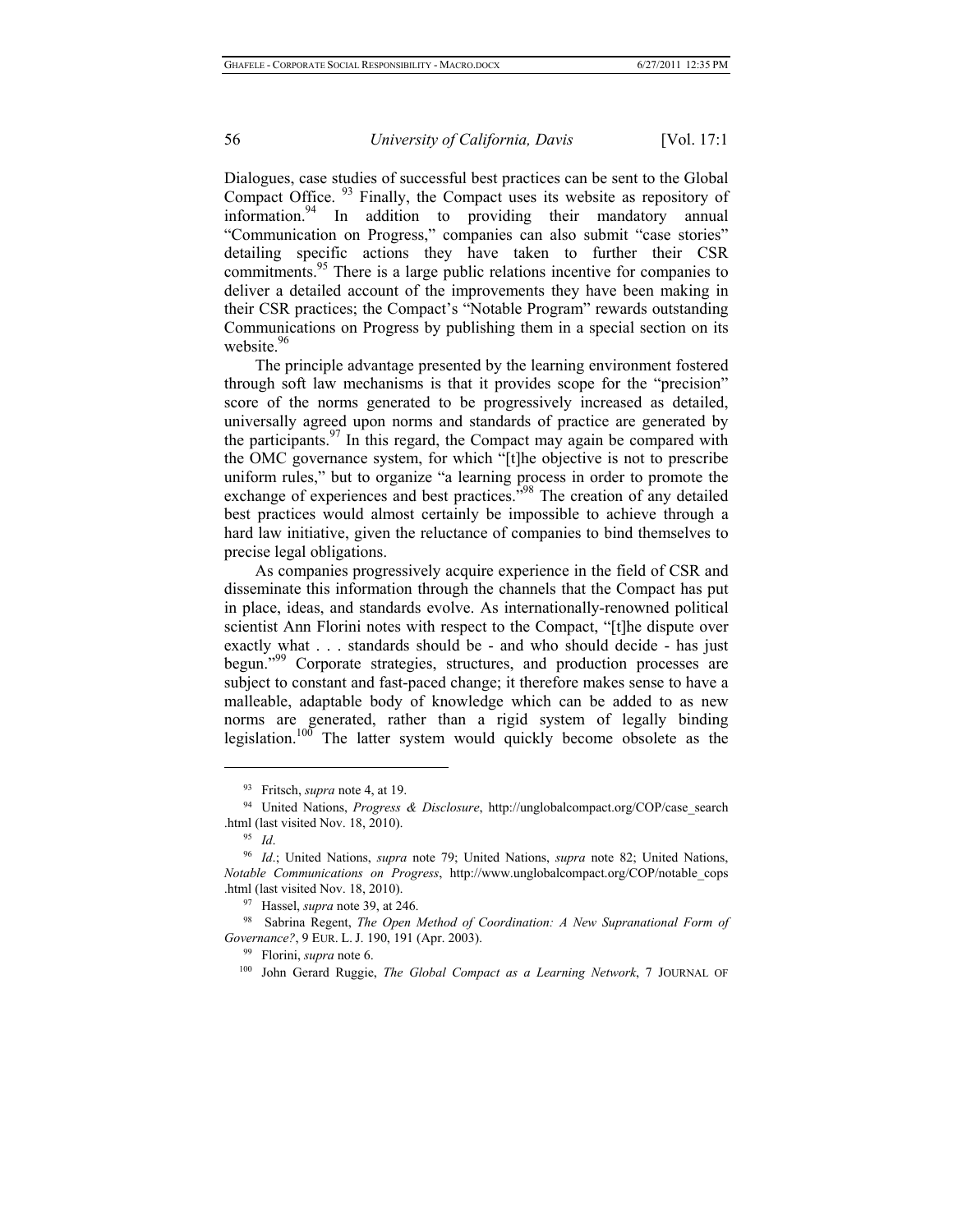Dialogues, case studies of successful best practices can be sent to the Global Compact Office. [93] Finally, the Compact uses its website as repository of information.[94] In addition to providing their mandatory annual "Communication on Progress," companies can also submit "case stories" detailing specific actions they have taken to further their CSR commitments.[95] There is a large public relations incentive for companies to deliver a detailed account of the improvements they have been making in their CSR practices; the Compact's "Notable Program" rewards outstanding Communications on Progress by publishing them in a special section on its website.[96]

The principle advantage presented by the learning environment fostered through soft law mechanisms is that it provides scope for the "precision" score of the norms generated to be progressively increased as detailed, universally agreed upon norms and standards of practice are generated by the participants.[97] In this regard, the Compact may again be compared with the OMC governance system, for which "[t]he objective is not to prescribe uniform rules," but to organize "a learning process in order to promote the exchange of experiences and best practices."[98] The creation of any detailed best practices would almost certainly be impossible to achieve through a hard law initiative, given the reluctance of companies to bind themselves to precise legal obligations.

As companies progressively acquire experience in the field of CSR and disseminate this information through the channels that the Compact has put in place, ideas, and standards evolve. As internationally-renowned political scientist Ann Florini notes with respect to the Compact, "[t]he dispute over exactly what . . . standards should be - and who should decide - has just begun."[99] Corporate strategies, structures, and production processes are subject to constant and fast-paced change; it therefore makes sense to have a malleable, adaptable body of knowledge which can be added to as new norms are generated, rather than a rigid system of legally binding legislation.[100] The latter system would quickly become obsolete as the

---

[93] Fritsch, *supra* note 4, at 19.

[94] United Nations, *Progress & Disclosure*, http://unglobalcompact.org/COP/case_search.html (last visited Nov. 18, 2010).

[95] *Id*.

[96] *Id*.; United Nations, *supra* note 79; United Nations, *supra* note 82; United Nations, *Notable Communications on Progress*, http://www.unglobalcompact.org/COP/notable_cops.html (last visited Nov. 18, 2010).

[97] Hassel, *supra* note 39, at 246.

[98] Sabrina Regent, *The Open Method of Coordination: A New Supranational Form of Governance?*, 9 EUR. L. J. 190, 191 (Apr. 2003).

[99] Florini, *supra* note 6.

[100] John Gerard Ruggie, *The Global Compact as a Learning Network*, 7 JOURNAL OF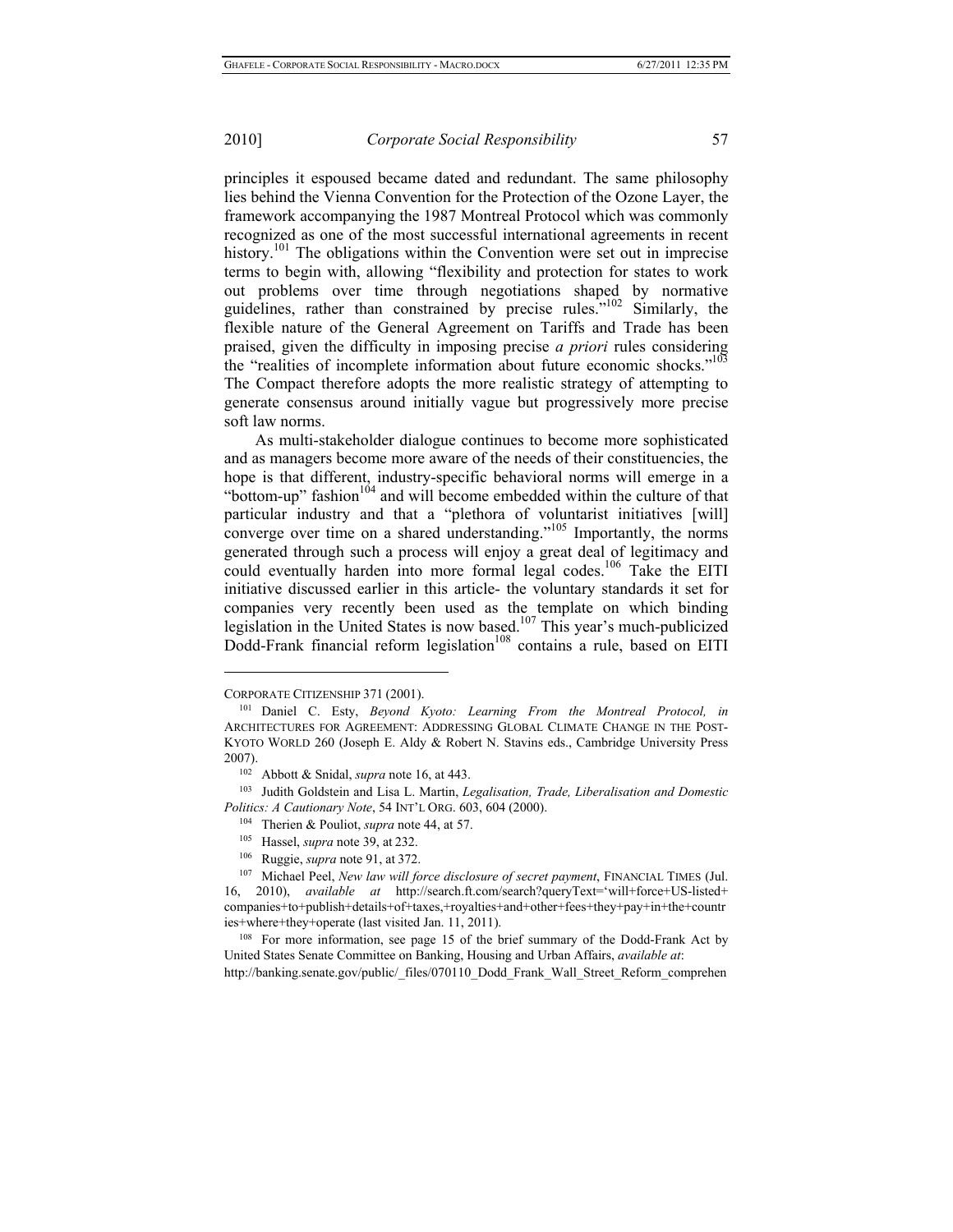principles it espoused became dated and redundant. The same philosophy lies behind the Vienna Convention for the Protection of the Ozone Layer, the framework accompanying the 1987 Montreal Protocol which was commonly recognized as one of the most successful international agreements in recent history.[101] The obligations within the Convention were set out in imprecise terms to begin with, allowing "flexibility and protection for states to work out problems over time through negotiations shaped by normative guidelines, rather than constrained by precise rules."[102] Similarly, the flexible nature of the General Agreement on Tariffs and Trade has been praised, given the difficulty in imposing precise *a priori* rules considering the "realities of incomplete information about future economic shocks."[103] The Compact therefore adopts the more realistic strategy of attempting to generate consensus around initially vague but progressively more precise soft law norms.

As multi-stakeholder dialogue continues to become more sophisticated and as managers become more aware of the needs of their constituencies, the hope is that different, industry-specific behavioral norms will emerge in a "bottom-up" fashion[104] and will become embedded within the culture of that particular industry and that a "plethora of voluntarist initiatives [will] converge over time on a shared understanding."[105] Importantly, the norms generated through such a process will enjoy a great deal of legitimacy and could eventually harden into more formal legal codes.[106] Take the EITI initiative discussed earlier in this article- the voluntary standards it set for companies very recently been used as the template on which binding legislation in the United States is now based.[107] This year's much-publicized Dodd-Frank financial reform legislation[108] contains a rule, based on EITI

---

CORPORATE CITIZENSHIP 371 (2001).

[101] Daniel C. Esty, *Beyond Kyoto: Learning From the Montreal Protocol, in* ARCHITECTURES FOR AGREEMENT: ADDRESSING GLOBAL CLIMATE CHANGE IN THE POST-KYOTO WORLD 260 (Joseph E. Aldy & Robert N. Stavins eds., Cambridge University Press 2007).

[102] Abbott & Snidal, *supra* note 16, at 443.

[103] Judith Goldstein and Lisa L. Martin, *Legalisation, Trade, Liberalisation and Domestic Politics: A Cautionary Note*, 54 INT'L ORG. 603, 604 (2000).

[104] Therien & Pouliot, *supra* note 44, at 57.

[105] Hassel, *supra* note 39, at 232.

[106] Ruggie, *supra* note 91, at 372.

[107] Michael Peel, *New law will force disclosure of secret payment*, FINANCIAL TIMES (Jul. 16, 2010), *available at* http://search.ft.com/search?queryText='will+force+US-listed+companies+to+publish+details+of+taxes,+royalties+and+other+fees+they+pay+in+the+countries+where+they+operate (last visited Jan. 11, 2011).

[108] For more information, see page 15 of the brief summary of the Dodd-Frank Act by United States Senate Committee on Banking, Housing and Urban Affairs, *available at*: http://banking.senate.gov/public/_files/070110_Dodd_Frank_Wall_Street_Reform_comprehen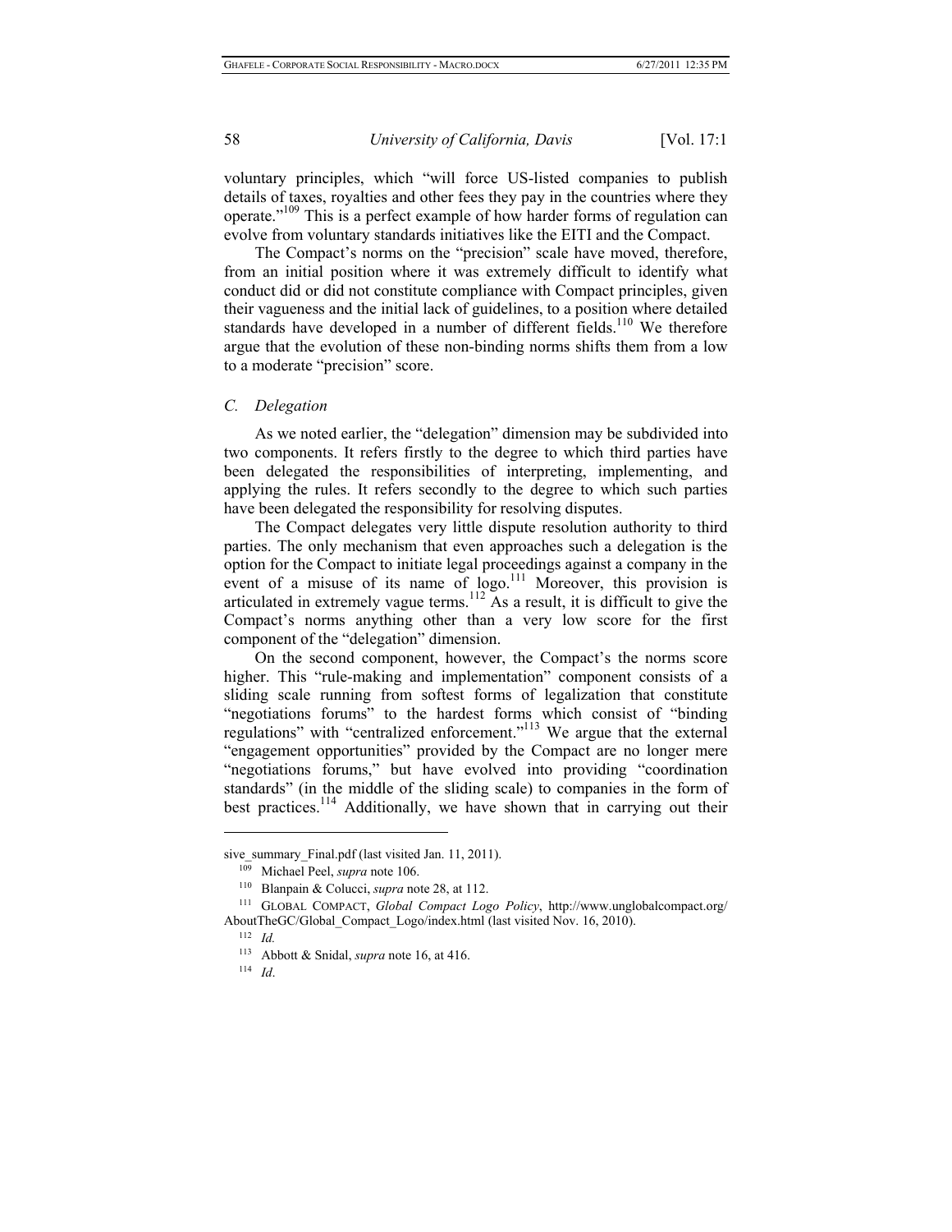voluntary principles, which "will force US-listed companies to publish details of taxes, royalties and other fees they pay in the countries where they operate."[109] This is a perfect example of how harder forms of regulation can evolve from voluntary standards initiatives like the EITI and the Compact.

The Compact's norms on the "precision" scale have moved, therefore, from an initial position where it was extremely difficult to identify what conduct did or did not constitute compliance with Compact principles, given their vagueness and the initial lack of guidelines, to a position where detailed standards have developed in a number of different fields.[110] We therefore argue that the evolution of these non-binding norms shifts them from a low to a moderate "precision" score.

### *C. Delegation*

As we noted earlier, the "delegation" dimension may be subdivided into two components. It refers firstly to the degree to which third parties have been delegated the responsibilities of interpreting, implementing, and applying the rules. It refers secondly to the degree to which such parties have been delegated the responsibility for resolving disputes.

The Compact delegates very little dispute resolution authority to third parties. The only mechanism that even approaches such a delegation is the option for the Compact to initiate legal proceedings against a company in the event of a misuse of its name of logo.[111] Moreover, this provision is articulated in extremely vague terms.[112] As a result, it is difficult to give the Compact's norms anything other than a very low score for the first component of the "delegation" dimension.

On the second component, however, the Compact's the norms score higher. This "rule-making and implementation" component consists of a sliding scale running from softest forms of legalization that constitute "negotiations forums" to the hardest forms which consist of "binding regulations" with "centralized enforcement."[113] We argue that the external "engagement opportunities" provided by the Compact are no longer mere "negotiations forums," but have evolved into providing "coordination standards" (in the middle of the sliding scale) to companies in the form of best practices.[114] Additionally, we have shown that in carrying out their

---

sive_summary_Final.pdf (last visited Jan. 11, 2011).

[109] Michael Peel, *supra* note 106.

[110] Blanpain & Colucci, *supra* note 28, at 112.

[111] GLOBAL COMPACT, *Global Compact Logo Policy*, http://www.unglobalcompact.org/AboutTheGC/Global_Compact_Logo/index.html (last visited Nov. 16, 2010).

[112] *Id.*

[113] Abbott & Snidal, *supra* note 16, at 416.

[114] *Id.*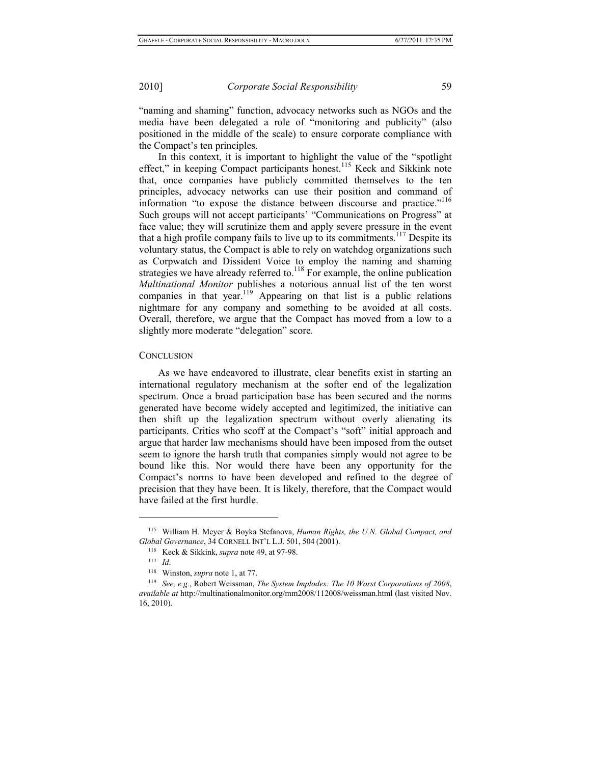"naming and shaming" function, advocacy networks such as NGOs and the media have been delegated a role of "monitoring and publicity" (also positioned in the middle of the scale) to ensure corporate compliance with the Compact's ten principles.

In this context, it is important to highlight the value of the "spotlight effect," in keeping Compact participants honest.[115] Keck and Sikkink note that, once companies have publicly committed themselves to the ten principles, advocacy networks can use their position and command of information "to expose the distance between discourse and practice."[116] Such groups will not accept participants' "Communications on Progress" at face value; they will scrutinize them and apply severe pressure in the event that a high profile company fails to live up to its commitments.[117] Despite its voluntary status, the Compact is able to rely on watchdog organizations such as Corpwatch and Dissident Voice to employ the naming and shaming strategies we have already referred to.[118] For example, the online publication *Multinational Monitor* publishes a notorious annual list of the ten worst companies in that year.[119] Appearing on that list is a public relations nightmare for any company and something to be avoided at all costs. Overall, therefore, we argue that the Compact has moved from a low to a slightly more moderate "delegation" score.

## CONCLUSION

As we have endeavored to illustrate, clear benefits exist in starting an international regulatory mechanism at the softer end of the legalization spectrum. Once a broad participation base has been secured and the norms generated have become widely accepted and legitimized, the initiative can then shift up the legalization spectrum without overly alienating its participants. Critics who scoff at the Compact's "soft" initial approach and argue that harder law mechanisms should have been imposed from the outset seem to ignore the harsh truth that companies simply would not agree to be bound like this. Nor would there have been any opportunity for the Compact's norms to have been developed and refined to the degree of precision that they have been. It is likely, therefore, that the Compact would have failed at the first hurdle.

---

[115] William H. Meyer & Boyka Stefanova, *Human Rights, the U.N. Global Compact, and Global Governance*, 34 CORNELL INT'L L.J. 501, 504 (2001).

[116] Keck & Sikkink, *supra* note 49, at 97-98.

[117] *Id*.

[118] Winston, *supra* note 1, at 77.

[119] *See, e.g.*, Robert Weissman, *The System Implodes: The 10 Worst Corporations of 2008*, *available at* http://multinationalmonitor.org/mm2008/112008/weissman.html (last visited Nov. 16, 2010).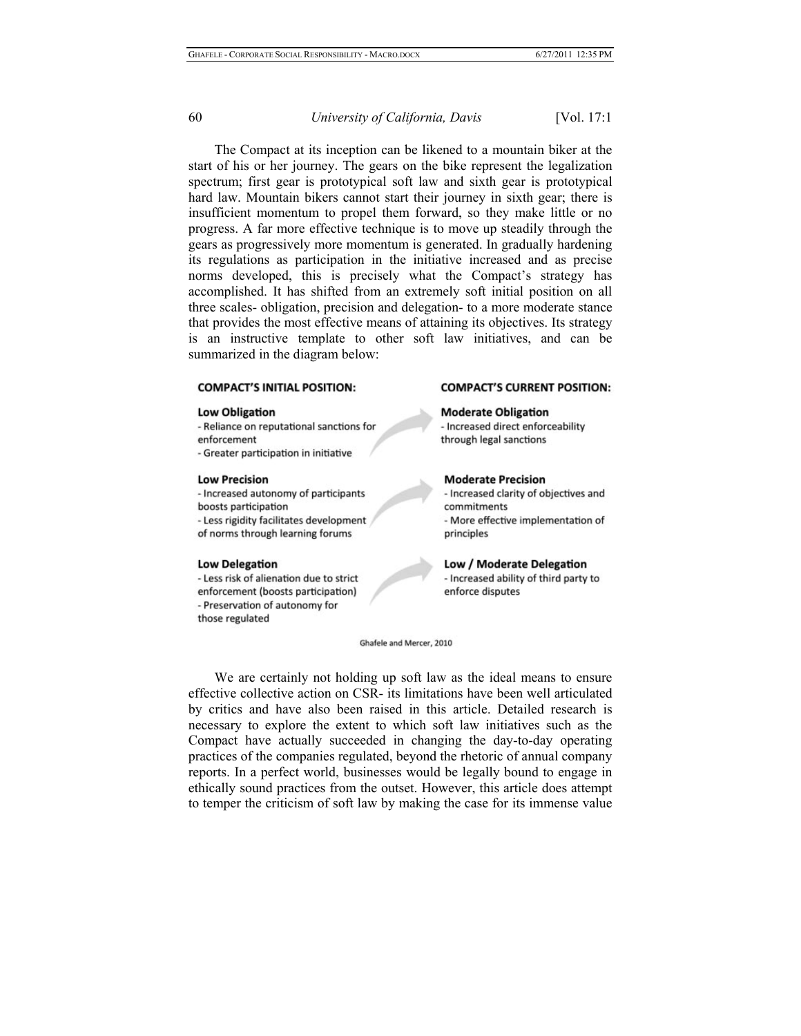The Compact at its inception can be likened to a mountain biker at the start of his or her journey. The gears on the bike represent the legalization spectrum; first gear is prototypical soft law and sixth gear is prototypical hard law. Mountain bikers cannot start their journey in sixth gear; there is insufficient momentum to propel them forward, so they make little or no progress. A far more effective technique is to move up steadily through the gears as progressively more momentum is generated. In gradually hardening its regulations as participation in the initiative increased and as precise norms developed, this is precisely what the Compact's strategy has accomplished. It has shifted from an extremely soft initial position on all three scales- obligation, precision and delegation- to a more moderate stance that provides the most effective means of attaining its objectives. Its strategy is an instructive template to other soft law initiatives, and can be summarized in the diagram below:

| **COMPACT'S INITIAL POSITION:** | **COMPACT'S CURRENT POSITION:** |
| --- | --- |
| **Low Obligation**<br>- Reliance on reputational sanctions for enforcement<br>- Greater participation in initiative | **Moderate Obligation**<br>- Increased direct enforceability through legal sanctions |
| **Low Precision**<br>- Increased autonomy of participants boosts participation<br>- Less rigidity facilitates development of norms through learning forums | **Moderate Precision**<br>- Increased clarity of objectives and commitments<br>- More effective implementation of principles |
| **Low Delegation**<br>- Less risk of alienation due to strict enforcement (boosts participation)<br>- Preservation of autonomy for those regulated | **Low / Moderate Delegation**<br>- Increased ability of third party to enforce disputes |

Ghafele and Mercer, 2010

We are certainly not holding up soft law as the ideal means to ensure effective collective action on CSR- its limitations have been well articulated by critics and have also been raised in this article. Detailed research is necessary to explore the extent to which soft law initiatives such as the Compact have actually succeeded in changing the day-to-day operating practices of the companies regulated, beyond the rhetoric of annual company reports. In a perfect world, businesses would be legally bound to engage in ethically sound practices from the outset. However, this article does attempt to temper the criticism of soft law by making the case for its immense value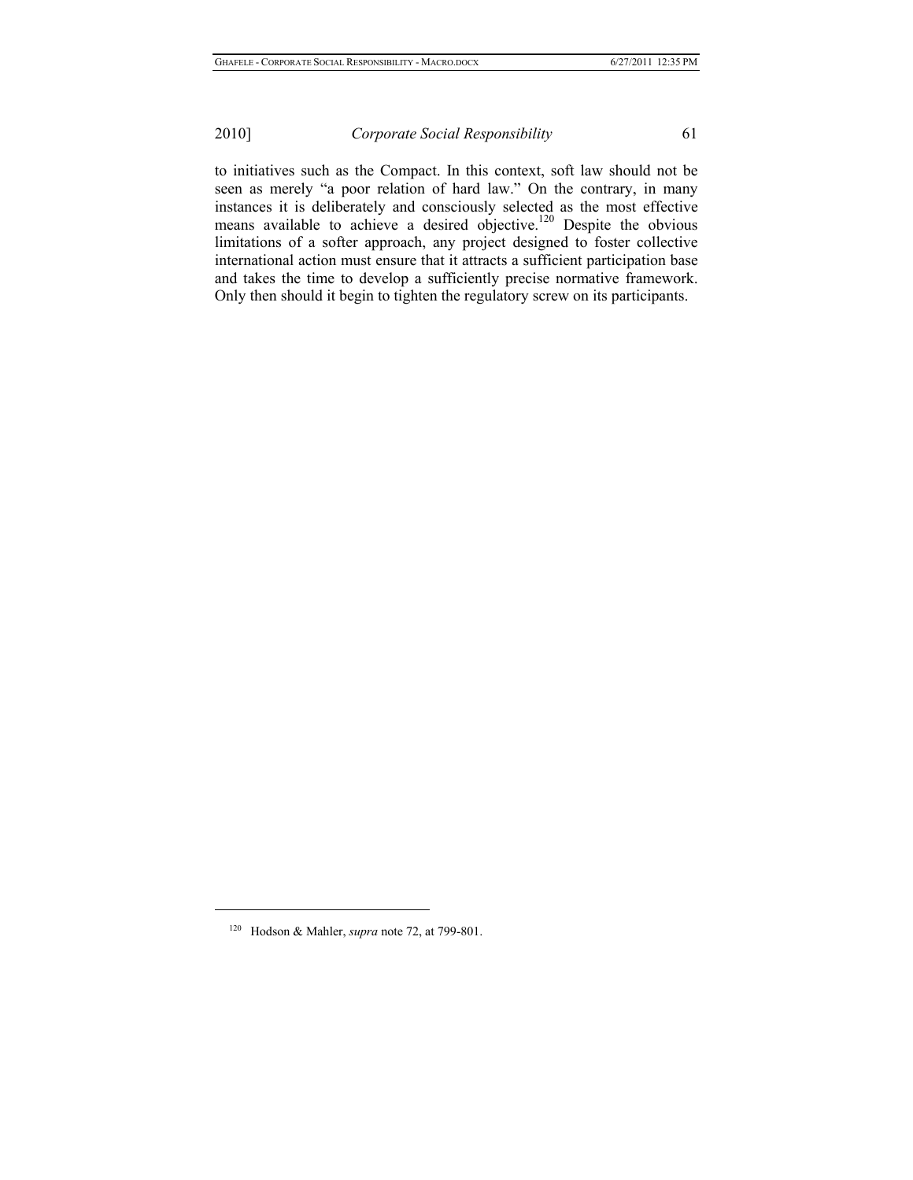to initiatives such as the Compact. In this context, soft law should not be seen as merely "a poor relation of hard law." On the contrary, in many instances it is deliberately and consciously selected as the most effective means available to achieve a desired objective.[120] Despite the obvious limitations of a softer approach, any project designed to foster collective international action must ensure that it attracts a sufficient participation base and takes the time to develop a sufficiently precise normative framework. Only then should it begin to tighten the regulatory screw on its participants.

---

[120] Hodson & Mahler, *supra* note 72, at 799-801.